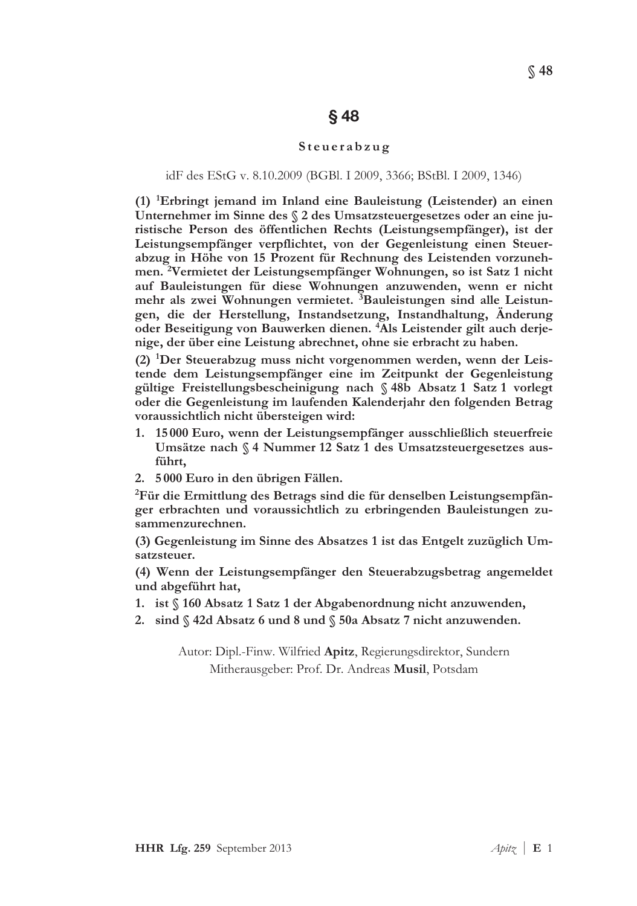# § 48

## Steuerabzug

idF des EStG v. 8.10.2009 (BGBl. I 2009, 3366; BStBl. I 2009, 1346)

**(1) [1]Erbringt jemand im Inland eine Bauleistung (Leistender) an einen Unternehmer im Sinne des § 2 des Umsatzsteuergesetzes oder an eine juristische Person des öffentlichen Rechts (Leistungsempfänger), ist der Leistungsempfänger verpflichtet, von der Gegenleistung einen Steuerabzug in Höhe von 15 Prozent für Rechnung des Leistenden vorzunehmen. [2]Vermietet der Leistungsempfänger Wohnungen, so ist Satz 1 nicht auf Bauleistungen für diese Wohnungen anzuwenden, wenn er nicht mehr als zwei Wohnungen vermietet. [3]Bauleistungen sind alle Leistungen, die der Herstellung, Instandsetzung, Instandhaltung, Änderung oder Beseitigung von Bauwerken dienen. [4]Als Leistender gilt auch derjenige, der über eine Leistung abrechnet, ohne sie erbracht zu haben.**

**(2) [1]Der Steuerabzug muss nicht vorgenommen werden, wenn der Leistende dem Leistungsempfänger eine im Zeitpunkt der Gegenleistung gültige Freistellungsbescheinigung nach § 48b Absatz 1 Satz 1 vorlegt oder die Gegenleistung im laufenden Kalenderjahr den folgenden Betrag voraussichtlich nicht übersteigen wird:**

1. **15 000 Euro, wenn der Leistungsempfänger ausschließlich steuerfreie Umsätze nach § 4 Nummer 12 Satz 1 des Umsatzsteuergesetzes ausführt,**
2. **5 000 Euro in den übrigen Fällen.**

**[2]Für die Ermittlung des Betrags sind die für denselben Leistungsempfänger erbrachten und voraussichtlich zu erbringenden Bauleistungen zusammenzurechnen.**

**(3) Gegenleistung im Sinne des Absatzes 1 ist das Entgelt zuzüglich Umsatzsteuer.**

**(4) Wenn der Leistungsempfänger den Steuerabzugsbetrag angemeldet und abgeführt hat,**

1. **ist § 160 Absatz 1 Satz 1 der Abgabenordnung nicht anzuwenden,**
2. **sind § 42d Absatz 6 und 8 und § 50a Absatz 7 nicht anzuwenden.**

Autor: Dipl.-Finw. Wilfried **Apitz**, Regierungsdirektor, Sundern
Mitherausgeber: Prof. Dr. Andreas **Musil**, Potsdam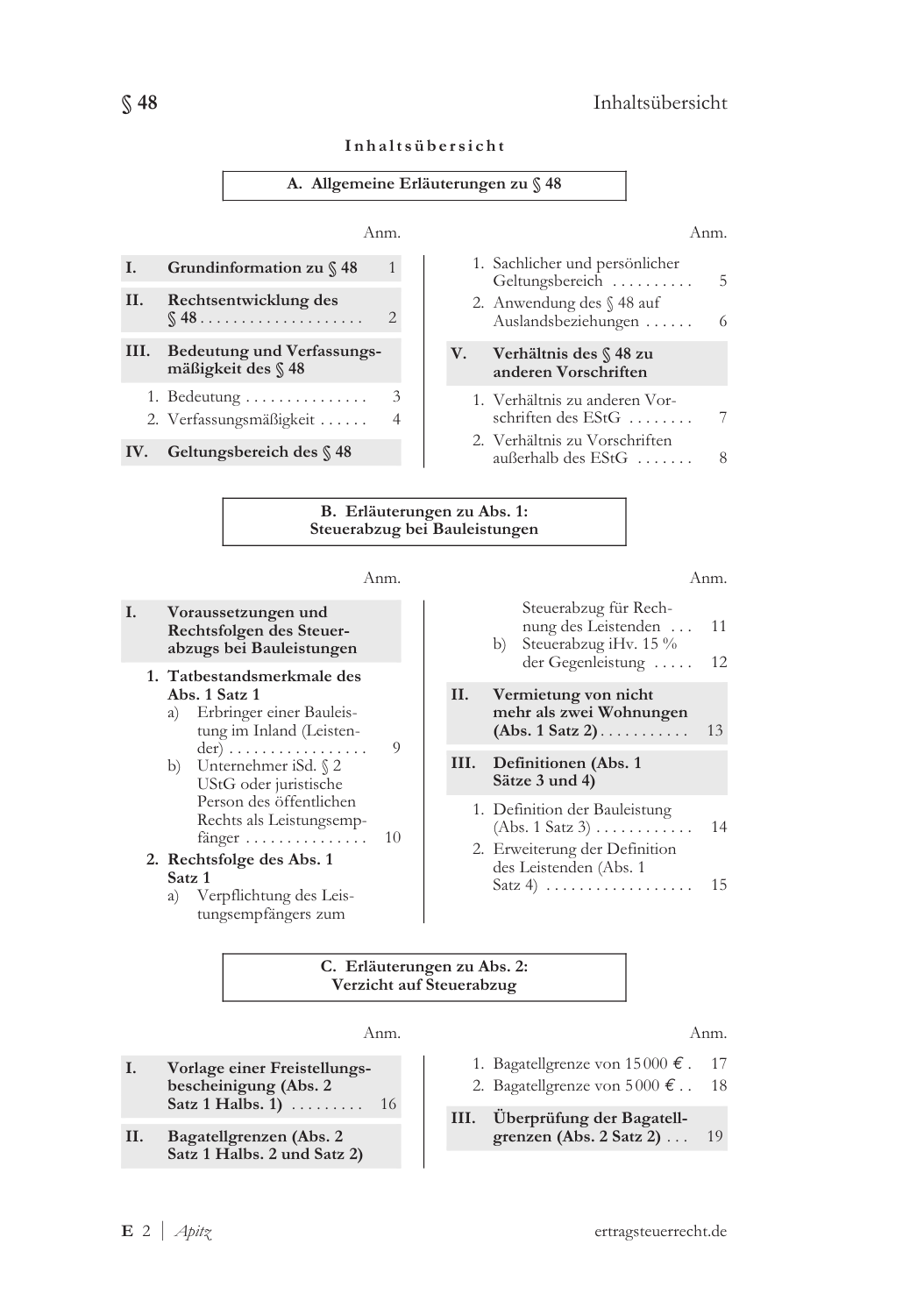# Inhaltsübersicht

## A. Allgemeine Erläuterungen zu § 48

| | | Anm. |
|---|---|---|
| **I.** | **Grundinformation zu § 48** | 1 |
| **II.** | **Rechtsentwicklung des § 48** | 2 |
| **III.** | **Bedeutung und Verfassungsmäßigkeit des § 48** | |
| | 1. Bedeutung | 3 |
| | 2. Verfassungsmäßigkeit | 4 |
| **IV.** | **Geltungsbereich des § 48** | |
| | 1. Sachlicher und persönlicher Geltungsbereich | 5 |
| | 2. Anwendung des § 48 auf Auslandsbeziehungen | 6 |
| **V.** | **Verhältnis des § 48 zu anderen Vorschriften** | |
| | 1. Verhältnis zu anderen Vorschriften des EStG | 7 |
| | 2. Verhältnis zu Vorschriften außerhalb des EStG | 8 |

## B. Erläuterungen zu Abs. 1: Steuerabzug bei Bauleistungen

| | | Anm. |
|---|---|---|
| **I.** | **Voraussetzungen und Rechtsfolgen des Steuerabzugs bei Bauleistungen** | |
| | **1. Tatbestandsmerkmale des Abs. 1 Satz 1** | |
| | a) Erbringer einer Bauleistung im Inland (Leistender) | 9 |
| | b) Unternehmer iSd. § 2 UStG oder juristische Person des öffentlichen Rechts als Leistungsempfänger | 10 |
| | **2. Rechtsfolge des Abs. 1 Satz 1** | |
| | a) Verpflichtung des Leistungsempfängers zum Steuerabzug für Rechnung des Leistenden | 11 |
| | b) Steuerabzug iHv. 15 % der Gegenleistung | 12 |
| **II.** | **Vermietung von nicht mehr als zwei Wohnungen (Abs. 1 Satz 2)** | 13 |
| **III.** | **Definitionen (Abs. 1 Sätze 3 und 4)** | |
| | 1. Definition der Bauleistung (Abs. 1 Satz 3) | 14 |
| | 2. Erweiterung der Definition des Leistenden (Abs. 1 Satz 4) | 15 |

## C. Erläuterungen zu Abs. 2: Verzicht auf Steuerabzug

| | | Anm. |
|---|---|---|
| **I.** | **Vorlage einer Freistellungsbescheinigung (Abs. 2 Satz 1 Halbs. 1)** | 16 |
| **II.** | **Bagatellgrenzen (Abs. 2 Satz 1 Halbs. 2 und Satz 2)** | |
| | 1. Bagatellgrenze von 15 000 € | 17 |
| | 2. Bagatellgrenze von 5 000 € | 18 |
| **III.** | **Überprüfung der Bagatellgrenzen (Abs. 2 Satz 2)** | 19 |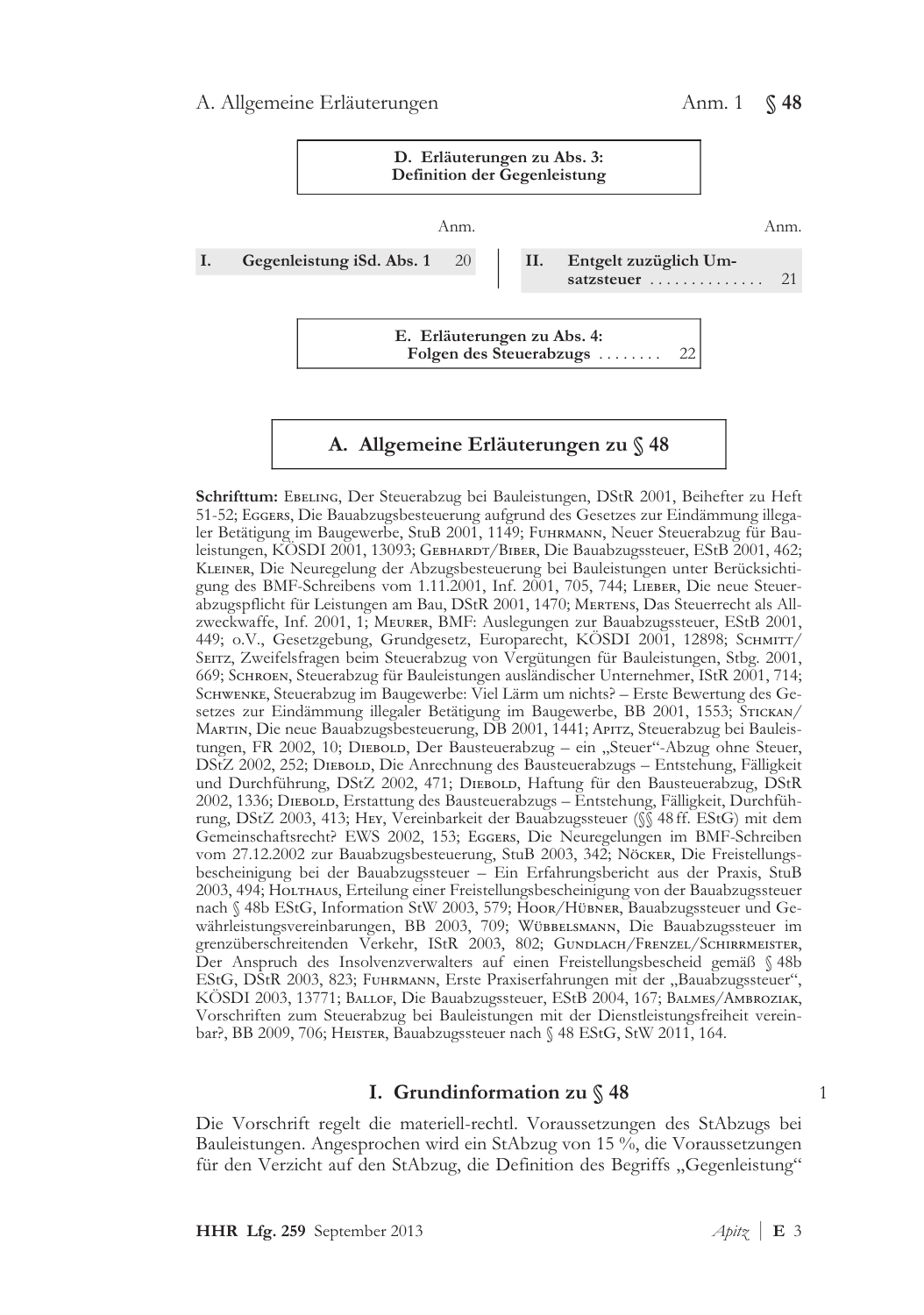**D. Erläuterungen zu Abs. 3: Definition der Gegenleistung**

| | | Anm. | | | Anm. |
|---|---|---|---|---|---|
| I. | Gegenleistung iSd. Abs. 1 | 20 | II. | Entgelt zuzüglich Umsatzsteuer | 21 |

**E. Erläuterungen zu Abs. 4: Folgen des Steuerabzugs** ........ 22

## A. Allgemeine Erläuterungen zu § 48

**Schrifttum:** Ebeling, Der Steuerabzug bei Bauleistungen, DStR 2001, Beihefter zu Heft 51-52; Eggers, Die Bauabzugsbesteuerung aufgrund des Gesetzes zur Eindämmung illegaler Betätigung im Baugewerbe, StuB 2001, 1149; Fuhrmann, Neuer Steuerabzug für Bauleistungen, KÖSDI 2001, 13093; Gebhardt/Biber, Die Bauabzugssteuer, EStB 2001, 462; Kleiner, Die Neuregelung der Abzugsbesteuerung bei Bauleistungen unter Berücksichtigung des BMF-Schreibens vom 1.11.2001, Inf. 2001, 705, 744; Lieber, Die neue Steuerabzugspflicht für Leistungen am Bau, DStR 2001, 1470; Mertens, Das Steuerrecht als Allzweckwaffe, Inf. 2001, 1; Meurer, BMF: Auslegungen zur Bauabzugssteuer, EStB 2001, 449; o.V., Gesetzgebung, Grundgesetz, Europarecht, KÖSDI 2001, 12898; Schmitt/Seitz, Zweifelsfragen beim Steuerabzug von Vergütungen für Bauleistungen, Stbg. 2001, 669; Schroen, Steuerabzug für Bauleistungen ausländischer Unternehmer, IStR 2001, 714; Schwenke, Steuerabzug im Baugewerbe: Viel Lärm um nichts? – Erste Bewertung des Gesetzes zur Eindämmung illegaler Betätigung im Baugewerbe, BB 2001, 1553; Stickan/Martin, Die neue Bauabzugsbesteuerung, DB 2001, 1441; Apitz, Steuerabzug bei Bauleistungen, FR 2002, 10; Diebold, Der Bausteuerabzug – ein „Steuer"-Abzug ohne Steuer, DStZ 2002, 252; Diebold, Die Anrechnung des Bausteuerabzugs – Entstehung, Fälligkeit und Durchführung, DStZ 2002, 471; Diebold, Haftung für den Bausteuerabzug, DStR 2002, 1336; Diebold, Erstattung des Bausteuerabzugs – Entstehung, Fälligkeit, Durchführung, DStZ 2003, 413; Hey, Vereinbarkeit der Bauabzugssteuer (§§ 48 ff. EStG) mit dem Gemeinschaftsrecht? EWS 2002, 153; Eggers, Die Neuregelungen im BMF-Schreiben vom 27.12.2002 zur Bauabzugsbesteuerung, StuB 2003, 342; Nöcker, Die Freistellungsbescheinigung bei der Bauabzugssteuer – Ein Erfahrungsbericht aus der Praxis, StuB 2003, 494; Holthaus, Erteilung einer Freistellungsbescheinigung von der Bauabzugssteuer nach § 48b EStG, Information StW 2003, 579; Hoor/Hübner, Bauabzugssteuer und Gewährleistungsvereinbarungen, BB 2003, 709; Wübbelsmann, Die Bauabzugssteuer im grenzüberschreitenden Verkehr, IStR 2003, 802; Gundlach/Frenzel/Schirrmeister, Der Anspruch des Insolvenzverwalters auf einen Freistellungsbescheid gemäß § 48b EStG, DStR 2003, 823; Fuhrmann, Erste Praxiserfahrungen mit der „Bauabzugssteuer", KÖSDI 2003, 13771; Ballof, Die Bauabzugssteuer, EStB 2004, 167; Balmes/Ambroziak, Vorschriften zum Steuerabzug bei Bauleistungen mit der Dienstleistungsfreiheit vereinbar?, BB 2009, 706; Heister, Bauabzugssteuer nach § 48 EStG, StW 2011, 164.

### I. Grundinformation zu § 48

1

Die Vorschrift regelt die materiell-rechtl. Voraussetzungen des StAbzugs bei Bauleistungen. Angesprochen wird ein StAbzug von 15 %, die Voraussetzungen für den Verzicht auf den StAbzug, die Definition des Begriffs „Gegenleistung"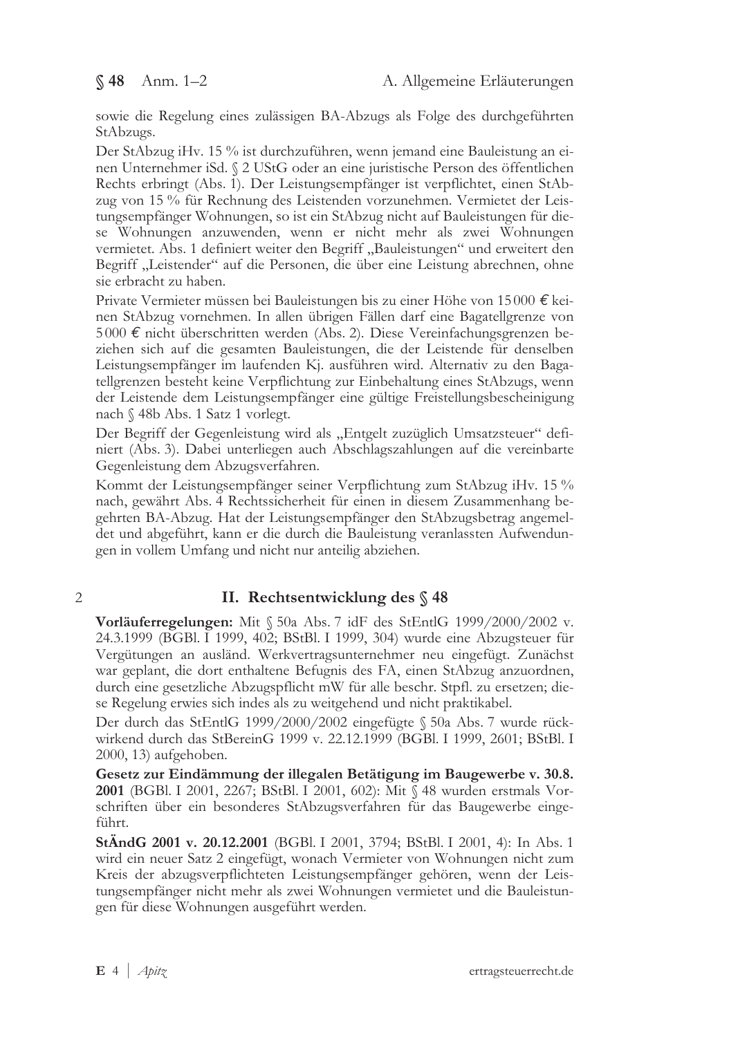sowie die Regelung eines zulässigen BA-Abzugs als Folge des durchgeführten StAbzugs.

Der StAbzug iHv. 15 % ist durchzuführen, wenn jemand eine Bauleistung an einen Unternehmer iSd. § 2 UStG oder an eine juristische Person des öffentlichen Rechts erbringt (Abs. 1). Der Leistungsempfänger ist verpflichtet, einen StAbzug von 15 % für Rechnung des Leistenden vorzunehmen. Vermietet der Leistungsempfänger Wohnungen, so ist ein StAbzug nicht auf Bauleistungen für diese Wohnungen anzuwenden, wenn er nicht mehr als zwei Wohnungen vermietet. Abs. 1 definiert weiter den Begriff „Bauleistungen" und erweitert den Begriff „Leistender" auf die Personen, die über eine Leistung abrechnen, ohne sie erbracht zu haben.

Private Vermieter müssen bei Bauleistungen bis zu einer Höhe von 15 000 € keinen StAbzug vornehmen. In allen übrigen Fällen darf eine Bagatellgrenze von 5 000 € nicht überschritten werden (Abs. 2). Diese Vereinfachungsgrenzen beziehen sich auf die gesamten Bauleistungen, die der Leistende für denselben Leistungsempfänger im laufenden Kj. ausführen wird. Alternativ zu den Bagatellgrenzen besteht keine Verpflichtung zur Einbehaltung eines StAbzugs, wenn der Leistende dem Leistungsempfänger eine gültige Freistellungsbescheinigung nach § 48b Abs. 1 Satz 1 vorlegt.

Der Begriff der Gegenleistung wird als „Entgelt zuzüglich Umsatzsteuer" definiert (Abs. 3). Dabei unterliegen auch Abschlagszahlungen auf die vereinbarte Gegenleistung dem Abzugsverfahren.

Kommt der Leistungsempfänger seiner Verpflichtung zum StAbzug iHv. 15 % nach, gewährt Abs. 4 Rechtssicherheit für einen in diesem Zusammenhang begehrten BA-Abzug. Hat der Leistungsempfänger den StAbzugsbetrag angemeldet und abgeführt, kann er die durch die Bauleistung veranlassten Aufwendungen in vollem Umfang und nicht nur anteilig abziehen.

## 2 II. Rechtsentwicklung des § 48

**Vorläuferregelungen:** Mit § 50a Abs. 7 idF des StEntlG 1999/2000/2002 v. 24.3.1999 (BGBl. I 1999, 402; BStBl. I 1999, 304) wurde eine Abzugsteuer für Vergütungen an ausländ. Werkvertragsunternehmer neu eingefügt. Zunächst war geplant, die dort enthaltene Befugnis des FA, einen StAbzug anzuordnen, durch eine gesetzliche Abzugspflicht mW für alle beschr. Stpfl. zu ersetzen; diese Regelung erwies sich indes als zu weitgehend und nicht praktikabel.

Der durch das StEntlG 1999/2000/2002 eingefügte § 50a Abs. 7 wurde rückwirkend durch das StBereinG 1999 v. 22.12.1999 (BGBl. I 1999, 2601; BStBl. I 2000, 13) aufgehoben.

**Gesetz zur Eindämmung der illegalen Betätigung im Baugewerbe v. 30.8. 2001** (BGBl. I 2001, 2267; BStBl. I 2001, 602): Mit § 48 wurden erstmals Vorschriften über ein besonderes StAbzugsverfahren für das Baugewerbe eingeführt.

**StÄndG 2001 v. 20.12.2001** (BGBl. I 2001, 3794; BStBl. I 2001, 4): In Abs. 1 wird ein neuer Satz 2 eingefügt, wonach Vermieter von Wohnungen nicht zum Kreis der abzugsverpflichteten Leistungsempfänger gehören, wenn der Leistungsempfänger nicht mehr als zwei Wohnungen vermietet und die Bauleistungen für diese Wohnungen ausgeführt werden.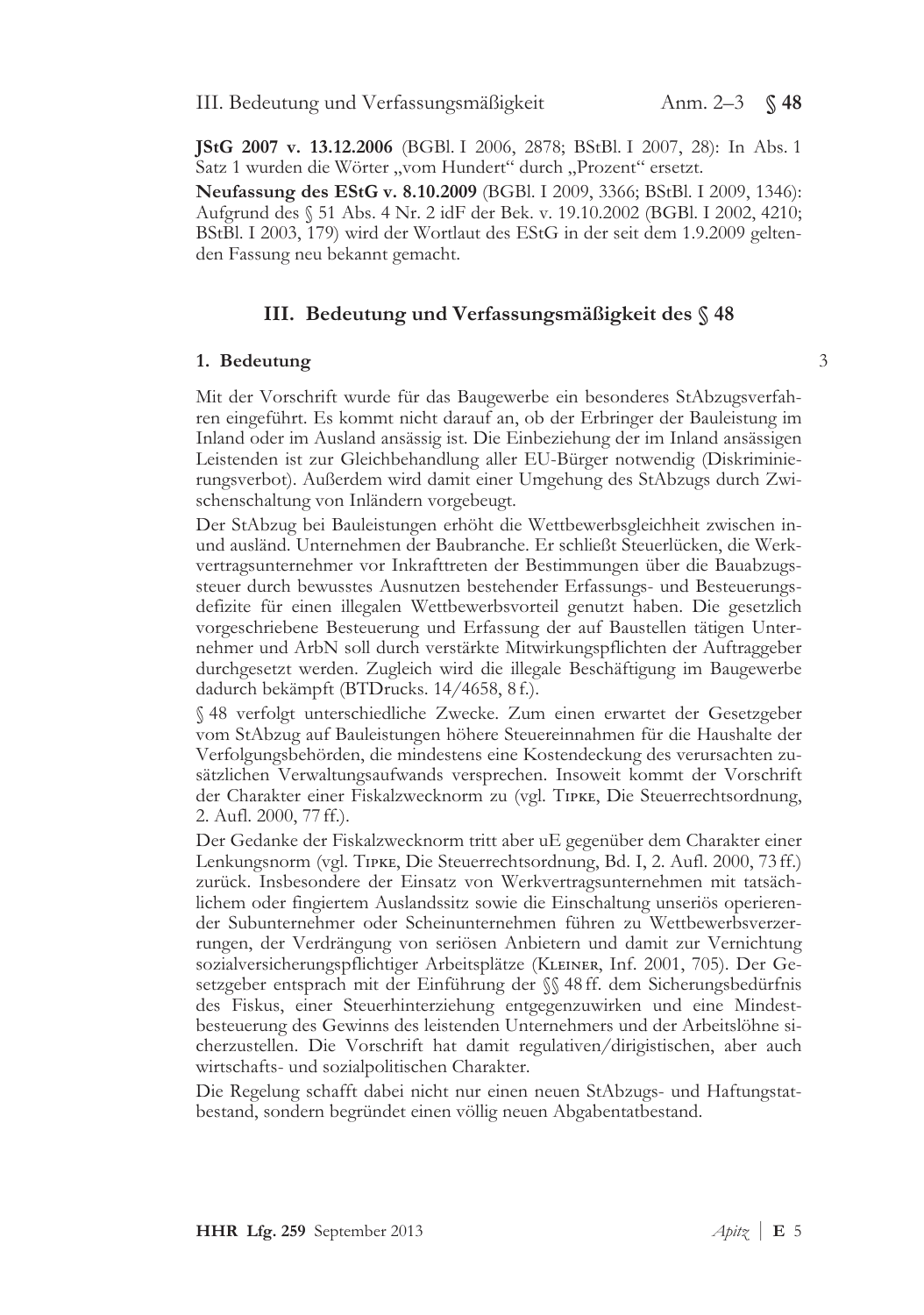**JStG 2007 v. 13.12.2006** (BGBl. I 2006, 2878; BStBl. I 2007, 28): In Abs. 1 Satz 1 wurden die Wörter „vom Hundert" durch „Prozent" ersetzt.

**Neufassung des EStG v. 8.10.2009** (BGBl. I 2009, 3366; BStBl. I 2009, 1346): Aufgrund des § 51 Abs. 4 Nr. 2 idF der Bek. v. 19.10.2002 (BGBl. I 2002, 4210; BStBl. I 2003, 179) wird der Wortlaut des EStG in der seit dem 1.9.2009 geltenden Fassung neu bekannt gemacht.

## III. Bedeutung und Verfassungsmäßigkeit des § 48

### 1. Bedeutung

3

Mit der Vorschrift wurde für das Baugewerbe ein besonderes StAbzugsverfahren eingeführt. Es kommt nicht darauf an, ob der Erbringer der Bauleistung im Inland oder im Ausland ansässig ist. Die Einbeziehung der im Inland ansässigen Leistenden ist zur Gleichbehandlung aller EU-Bürger notwendig (Diskriminierungsverbot). Außerdem wird damit einer Umgehung des StAbzugs durch Zwischenschaltung von Inländern vorgebeugt.

Der StAbzug bei Bauleistungen erhöht die Wettbewerbsgleichheit zwischen in- und ausländ. Unternehmen der Baubranche. Er schließt Steuerlücken, die Werkvertragsunternehmer vor Inkrafttreten der Bestimmungen über die Bauabzugssteuer durch bewusstes Ausnutzen bestehender Erfassungs- und Besteuerungsdefizite für einen illegalen Wettbewerbsvorteil genutzt haben. Die gesetzlich vorgeschriebene Besteuerung und Erfassung der auf Baustellen tätigen Unternehmer und ArbN soll durch verstärkte Mitwirkungspflichten der Auftraggeber durchgesetzt werden. Zugleich wird die illegale Beschäftigung im Baugewerbe dadurch bekämpft (BTDrucks. 14/4658, 8 f.).

§ 48 verfolgt unterschiedliche Zwecke. Zum einen erwartet der Gesetzgeber vom StAbzug auf Bauleistungen höhere Steuereinnahmen für die Haushalte der Verfolgungsbehörden, die mindestens eine Kostendeckung des verursachten zusätzlichen Verwaltungsaufwands versprechen. Insoweit kommt der Vorschrift der Charakter einer Fiskalzwecknorm zu (vgl. Tipke, Die Steuerrechtsordnung, 2. Aufl. 2000, 77 ff.).

Der Gedanke der Fiskalzwecknorm tritt aber uE gegenüber dem Charakter einer Lenkungsnorm (vgl. Tipke, Die Steuerrechtsordnung, Bd. I, 2. Aufl. 2000, 73 ff.) zurück. Insbesondere der Einsatz von Werkvertragsunternehmen mit tatsächlichem oder fingiertem Auslandssitz sowie die Einschaltung unseriös operierender Subunternehmer oder Scheinunternehmen führen zu Wettbewerbsverzerrungen, der Verdrängung von seriösen Anbietern und damit zur Vernichtung sozialversicherungspflichtiger Arbeitsplätze (Kleiner, Inf. 2001, 705). Der Gesetzgeber entsprach mit der Einführung der §§ 48 ff. dem Sicherungsbedürfnis des Fiskus, einer Steuerhinterziehung entgegenzuwirken und eine Mindestbesteuerung des Gewinns des leistenden Unternehmers und der Arbeitslöhne sicherzustellen. Die Vorschrift hat damit regulativen/dirigistischen, aber auch wirtschafts- und sozialpolitischen Charakter.

Die Regelung schafft dabei nicht nur einen neuen StAbzugs- und Haftungstatbestand, sondern begründet einen völlig neuen Abgabentatbestand.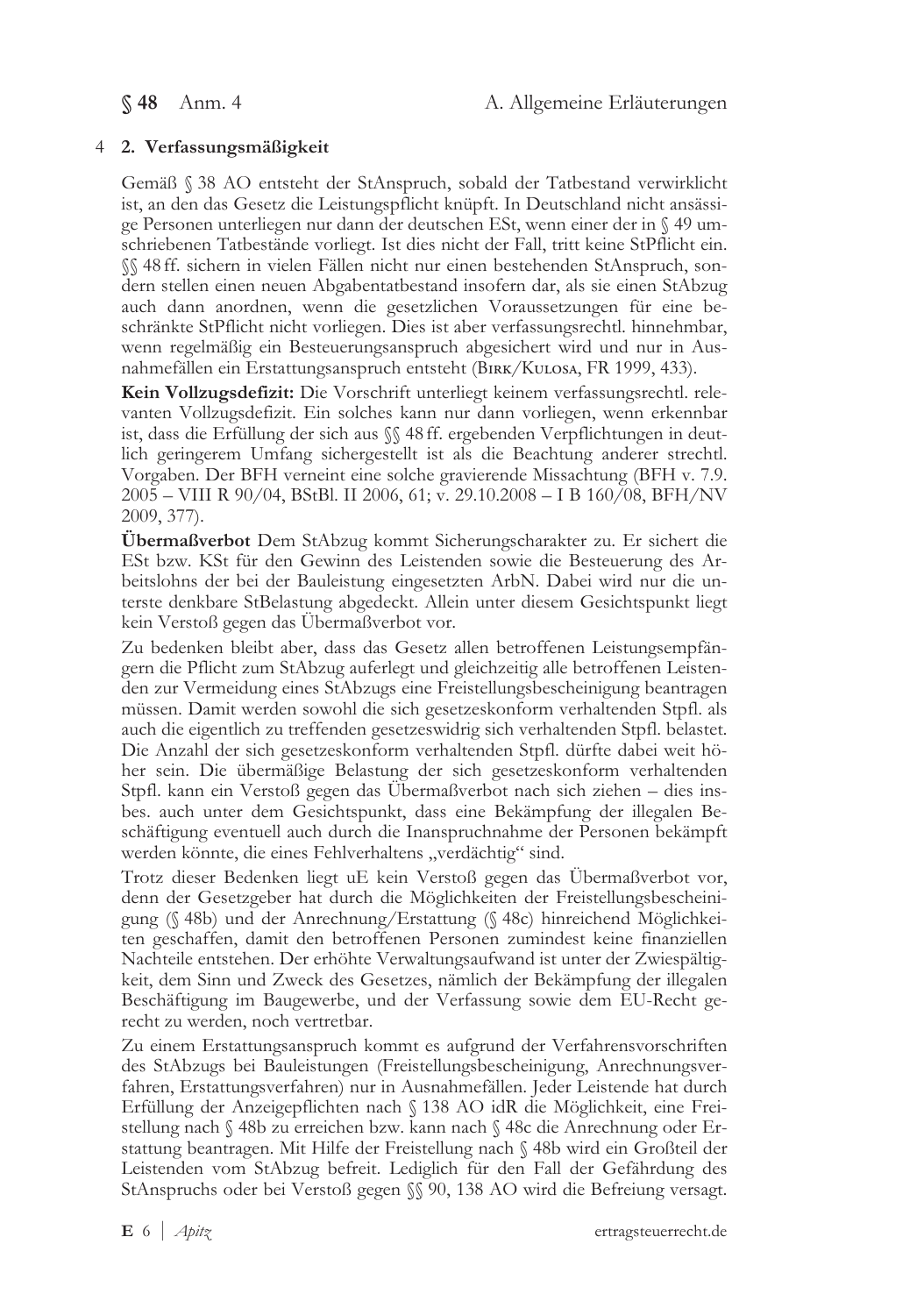## 4 2. Verfassungsmäßigkeit

Gemäß § 38 AO entsteht der StAnspruch, sobald der Tatbestand verwirklicht ist, an den das Gesetz die Leistungspflicht knüpft. In Deutschland nicht ansässige Personen unterliegen nur dann der deutschen ESt, wenn einer der in § 49 umschriebenen Tatbestände vorliegt. Ist dies nicht der Fall, tritt keine StPflicht ein. §§ 48 ff. sichern in vielen Fällen nicht nur einen bestehenden StAnspruch, sondern stellen einen neuen Abgabentatbestand insofern dar, als sie einen StAbzug auch dann anordnen, wenn die gesetzlichen Voraussetzungen für eine beschränkte StPflicht nicht vorliegen. Dies ist aber verfassungsrechtl. hinnehmbar, wenn regelmäßig ein Besteuerungsanspruch abgesichert wird und nur in Ausnahmefällen ein Erstattungsanspruch entsteht (Birk/Kulosa, FR 1999, 433).

**Kein Vollzugsdefizit:** Die Vorschrift unterliegt keinem verfassungsrechtl. relevanten Vollzugsdefizit. Ein solches kann nur dann vorliegen, wenn erkennbar ist, dass die Erfüllung der sich aus §§ 48 ff. ergebenden Verpflichtungen in deutlich geringerem Umfang sichergestellt ist als die Beachtung anderer strechtl. Vorgaben. Der BFH verneint eine solche gravierende Missachtung (BFH v. 7.9. 2005 – VIII R 90/04, BStBl. II 2006, 61; v. 29.10.2008 – I B 160/08, BFH/NV 2009, 377).

**Übermaßverbot** Dem StAbzug kommt Sicherungscharakter zu. Er sichert die ESt bzw. KSt für den Gewinn des Leistenden sowie die Besteuerung des Arbeitslohns der bei der Bauleistung eingesetzten ArbN. Dabei wird nur die unterste denkbare StBelastung abgedeckt. Allein unter diesem Gesichtspunkt liegt kein Verstoß gegen das Übermaßverbot vor.

Zu bedenken bleibt aber, dass das Gesetz allen betroffenen Leistungsempfängern die Pflicht zum StAbzug auferlegt und gleichzeitig alle betroffenen Leistenden zur Vermeidung eines StAbzugs eine Freistellungsbescheinigung beantragen müssen. Damit werden sowohl die sich gesetzeskonform verhaltenden Stpfl. als auch die eigentlich zu treffenden gesetzeswidrig sich verhaltenden Stpfl. belastet. Die Anzahl der sich gesetzeskonform verhaltenden Stpfl. dürfte dabei weit höher sein. Die übermäßige Belastung der sich gesetzeskonform verhaltenden Stpfl. kann ein Verstoß gegen das Übermaßverbot nach sich ziehen – dies insbes. auch unter dem Gesichtspunkt, dass eine Bekämpfung der illegalen Beschäftigung eventuell auch durch die Inanspruchnahme der Personen bekämpft werden könnte, die eines Fehlverhaltens „verdächtig" sind.

Trotz dieser Bedenken liegt uE kein Verstoß gegen das Übermaßverbot vor, denn der Gesetzgeber hat durch die Möglichkeiten der Freistellungsbescheinigung (§ 48b) und der Anrechnung/Erstattung (§ 48c) hinreichend Möglichkeiten geschaffen, damit den betroffenen Personen zumindest keine finanziellen Nachteile entstehen. Der erhöhte Verwaltungsaufwand ist unter der Zwiespältigkeit, dem Sinn und Zweck des Gesetzes, nämlich der Bekämpfung der illegalen Beschäftigung im Baugewerbe, und der Verfassung sowie dem EU-Recht gerecht zu werden, noch vertretbar.

Zu einem Erstattungsanspruch kommt es aufgrund der Verfahrensvorschriften des StAbzugs bei Bauleistungen (Freistellungsbescheinigung, Anrechnungsverfahren, Erstattungsverfahren) nur in Ausnahmefällen. Jeder Leistende hat durch Erfüllung der Anzeigepflichten nach § 138 AO idR die Möglichkeit, eine Freistellung nach § 48b zu erreichen bzw. kann nach § 48c die Anrechnung oder Erstattung beantragen. Mit Hilfe der Freistellung nach § 48b wird ein Großteil der Leistenden vom StAbzug befreit. Lediglich für den Fall der Gefährdung des StAnspruchs oder bei Verstoß gegen §§ 90, 138 AO wird die Befreiung versagt.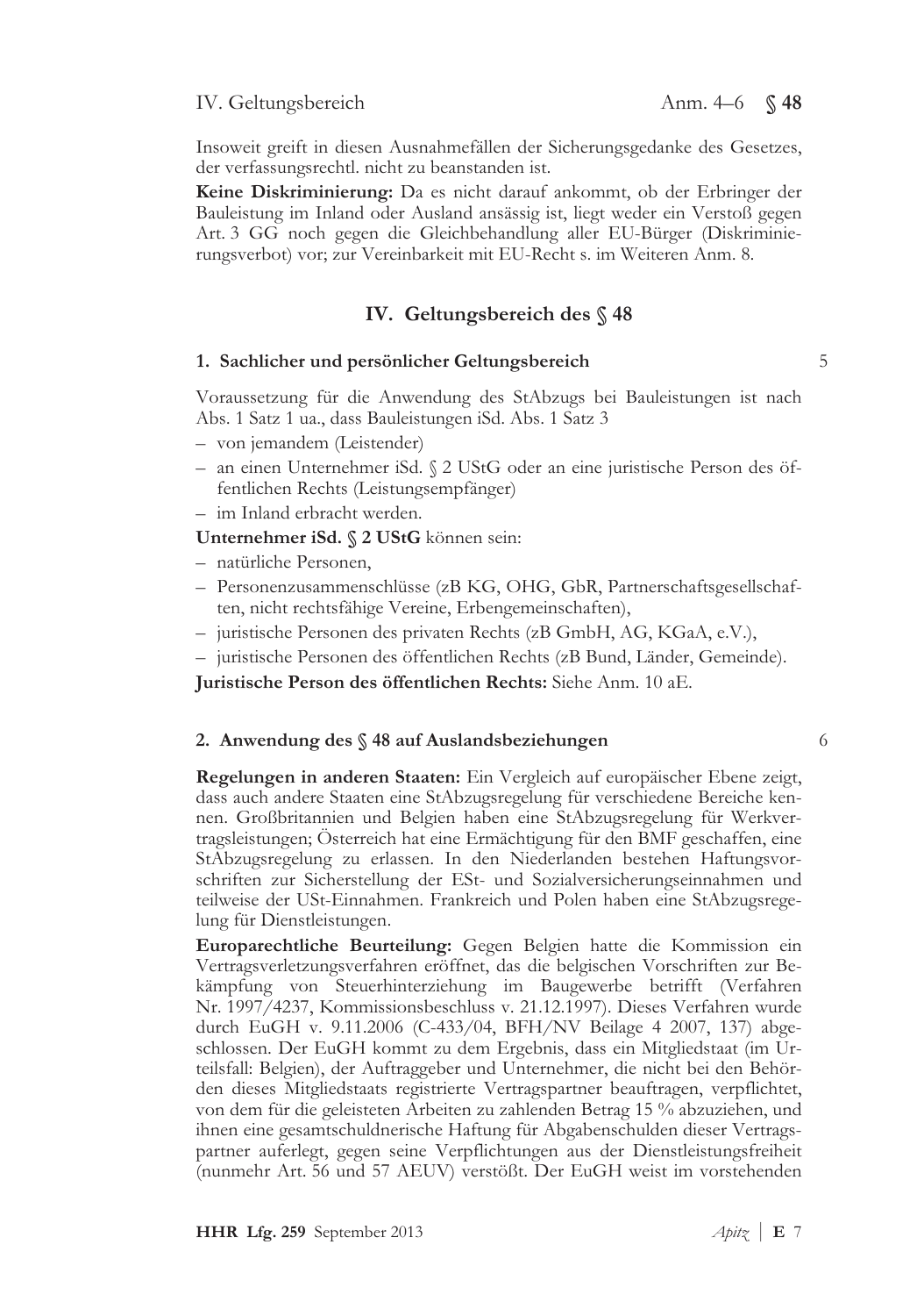Insoweit greift in diesen Ausnahmefällen der Sicherungsgedanke des Gesetzes, der verfassungsrechtl. nicht zu beanstanden ist.

**Keine Diskriminierung:** Da es nicht darauf ankommt, ob der Erbringer der Bauleistung im Inland oder Ausland ansässig ist, liegt weder ein Verstoß gegen Art. 3 GG noch gegen die Gleichbehandlung aller EU-Bürger (Diskriminierungsverbot) vor; zur Vereinbarkeit mit EU-Recht s. im Weiteren Anm. 8.

## IV. Geltungsbereich des § 48

### 1. Sachlicher und persönlicher Geltungsbereich

5

Voraussetzung für die Anwendung des StAbzugs bei Bauleistungen ist nach Abs. 1 Satz 1 ua., dass Bauleistungen iSd. Abs. 1 Satz 3

- von jemandem (Leistender)
- an einen Unternehmer iSd. § 2 UStG oder an eine juristische Person des öffentlichen Rechts (Leistungsempfänger)
- im Inland erbracht werden.

**Unternehmer iSd. § 2 UStG** können sein:

- natürliche Personen,
- Personenzusammenschlüsse (zB KG, OHG, GbR, Partnerschaftsgesellschaften, nicht rechtsfähige Vereine, Erbengemeinschaften),
- juristische Personen des privaten Rechts (zB GmbH, AG, KGaA, e.V.),
- juristische Personen des öffentlichen Rechts (zB Bund, Länder, Gemeinde).

**Juristische Person des öffentlichen Rechts:** Siehe Anm. 10 aE.

### 2. Anwendung des § 48 auf Auslandsbeziehungen

6

**Regelungen in anderen Staaten:** Ein Vergleich auf europäischer Ebene zeigt, dass auch andere Staaten eine StAbzugsregelung für verschiedene Bereiche kennen. Großbritannien und Belgien haben eine StAbzugsregelung für Werkvertragsleistungen; Österreich hat eine Ermächtigung für den BMF geschaffen, eine StAbzugsregelung zu erlassen. In den Niederlanden bestehen Haftungsvorschriften zur Sicherstellung der ESt- und Sozialversicherungseinnahmen und teilweise der USt-Einnahmen. Frankreich und Polen haben eine StAbzugsregelung für Dienstleistungen.

**Europarechtliche Beurteilung:** Gegen Belgien hatte die Kommission ein Vertragsverletzungsverfahren eröffnet, das die belgischen Vorschriften zur Bekämpfung von Steuerhinterziehung im Baugewerbe betrifft (Verfahren Nr. 1997/4237, Kommissionsbeschluss v. 21.12.1997). Dieses Verfahren wurde durch EuGH v. 9.11.2006 (C-433/04, BFH/NV Beilage 4 2007, 137) abgeschlossen. Der EuGH kommt zu dem Ergebnis, dass ein Mitgliedstaat (im Urteilsfall: Belgien), der Auftraggeber und Unternehmer, die nicht bei den Behörden dieses Mitgliedstaats registrierte Vertragspartner beauftragen, verpflichtet, von dem für die geleisteten Arbeiten zu zahlenden Betrag 15 % abzuziehen, und ihnen eine gesamtschuldnerische Haftung für Abgabenschulden dieser Vertragspartner auferlegt, gegen seine Verpflichtungen aus der Dienstleistungsfreiheit (nunmehr Art. 56 und 57 AEUV) verstößt. Der EuGH weist im vorstehenden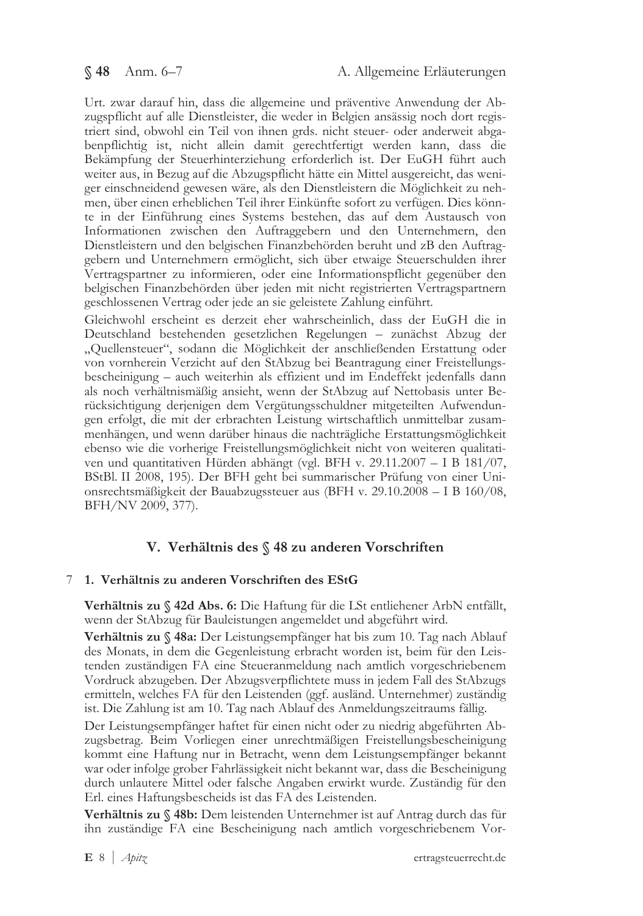Urt. zwar darauf hin, dass die allgemeine und präventive Anwendung der Abzugspflicht auf alle Dienstleister, die weder in Belgien ansässig noch dort registriert sind, obwohl ein Teil von ihnen grds. nicht steuer- oder anderweit abgabenpflichtig ist, nicht allein damit gerechtfertigt werden kann, dass die Bekämpfung der Steuerhinterziehung erforderlich ist. Der EuGH führt auch weiter aus, in Bezug auf die Abzugspflicht hätte ein Mittel ausgereicht, das weniger einschneidend gewesen wäre, als den Dienstleistern die Möglichkeit zu nehmen, über einen erheblichen Teil ihrer Einkünfte sofort zu verfügen. Dies könnte in der Einführung eines Systems bestehen, das auf dem Austausch von Informationen zwischen den Auftraggebern und den Unternehmern, den Dienstleistern und den belgischen Finanzbehörden beruht und zB den Auftraggebern und Unternehmern ermöglicht, sich über etwaige Steuerschulden ihrer Vertragspartner zu informieren, oder eine Informationspflicht gegenüber den belgischen Finanzbehörden über jeden mit nicht registrierten Vertragspartnern geschlossenen Vertrag oder jede an sie geleistete Zahlung einführt.

Gleichwohl erscheint es derzeit eher wahrscheinlich, dass der EuGH die in Deutschland bestehenden gesetzlichen Regelungen – zunächst Abzug der „Quellensteuer", sodann die Möglichkeit der anschließenden Erstattung oder von vornherein Verzicht auf den StAbzug bei Beantragung einer Freistellungsbescheinigung – auch weiterhin als effizient und im Endeffekt jedenfalls dann als noch verhältnismäßig ansieht, wenn der StAbzug auf Nettobasis unter Berücksichtigung derjenigen dem Vergütungsschuldner mitgeteilten Aufwendungen erfolgt, die mit der erbrachten Leistung wirtschaftlich unmittelbar zusammenhängen, und wenn darüber hinaus die nachträgliche Erstattungsmöglichkeit ebenso wie die vorherige Freistellungsmöglichkeit nicht von weiteren qualitativen und quantitativen Hürden abhängt (vgl. BFH v. 29.11.2007 – I B 181/07, BStBl. II 2008, 195). Der BFH geht bei summarischer Prüfung von einer Unionsrechtsmäßigkeit der Bauabzugssteuer aus (BFH v. 29.10.2008 – I B 160/08, BFH/NV 2009, 377).

## V. Verhältnis des § 48 zu anderen Vorschriften

### 7 1. Verhältnis zu anderen Vorschriften des EStG

**Verhältnis zu § 42d Abs. 6:** Die Haftung für die LSt entliehener ArbN entfällt, wenn der StAbzug für Bauleistungen angemeldet und abgeführt wird.

**Verhältnis zu § 48a:** Der Leistungsempfänger hat bis zum 10. Tag nach Ablauf des Monats, in dem die Gegenleistung erbracht worden ist, beim für den Leistenden zuständigen FA eine Steueranmeldung nach amtlich vorgeschriebenem Vordruck abzugeben. Der Abzugsverpflichtete muss in jedem Fall des StAbzugs ermitteln, welches FA für den Leistenden (ggf. ausländ. Unternehmer) zuständig ist. Die Zahlung ist am 10. Tag nach Ablauf des Anmeldungszeitraums fällig.

Der Leistungsempfänger haftet für einen nicht oder zu niedrig abgeführten Abzugsbetrag. Beim Vorliegen einer unrechtmäßigen Freistellungsbescheinigung kommt eine Haftung nur in Betracht, wenn dem Leistungsempfänger bekannt war oder infolge grober Fahrlässigkeit nicht bekannt war, dass die Bescheinigung durch unlautere Mittel oder falsche Angaben erwirkt wurde. Zuständig für den Erl. eines Haftungsbescheids ist das FA des Leistenden.

**Verhältnis zu § 48b:** Dem leistenden Unternehmer ist auf Antrag durch das für ihn zuständige FA eine Bescheinigung nach amtlich vorgeschriebenem Vor-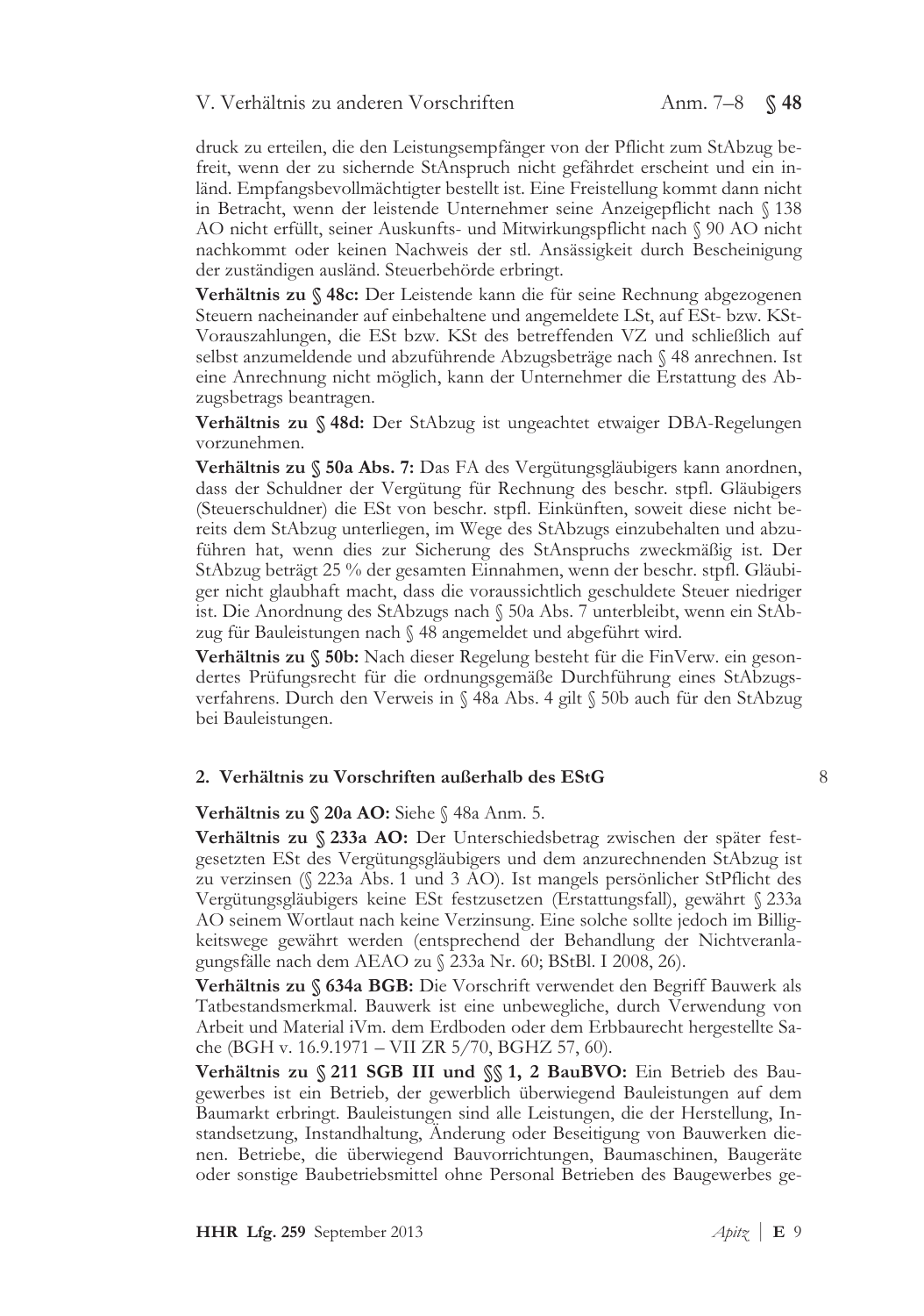druck zu erteilen, die den Leistungsempfänger von der Pflicht zum StAbzug befreit, wenn der zu sichernde StAnspruch nicht gefährdet erscheint und ein inländ. Empfangsbevollmächtigter bestellt ist. Eine Freistellung kommt dann nicht in Betracht, wenn der leistende Unternehmer seine Anzeigepflicht nach § 138 AO nicht erfüllt, seiner Auskunfts- und Mitwirkungspflicht nach § 90 AO nicht nachkommt oder keinen Nachweis der stl. Ansässigkeit durch Bescheinigung der zuständigen ausländ. Steuerbehörde erbringt.

**Verhältnis zu § 48c:** Der Leistende kann die für seine Rechnung abgezogenen Steuern nacheinander auf einbehaltene und angemeldete LSt, auf ESt- bzw. KSt-Vorauszahlungen, die ESt bzw. KSt des betreffenden VZ und schließlich auf selbst anzumeldende und abzuführende Abzugsbeträge nach § 48 anrechnen. Ist eine Anrechnung nicht möglich, kann der Unternehmer die Erstattung des Abzugsbetrags beantragen.

**Verhältnis zu § 48d:** Der StAbzug ist ungeachtet etwaiger DBA-Regelungen vorzunehmen.

**Verhältnis zu § 50a Abs. 7:** Das FA des Vergütungsgläubigers kann anordnen, dass der Schuldner der Vergütung für Rechnung des beschr. stpfl. Gläubigers (Steuerschuldner) die ESt von beschr. stpfl. Einkünften, soweit diese nicht bereits dem StAbzug unterliegen, im Wege des StAbzugs einzubehalten und abzuführen hat, wenn dies zur Sicherung des StAnspruchs zweckmäßig ist. Der StAbzug beträgt 25 % der gesamten Einnahmen, wenn der beschr. stpfl. Gläubiger nicht glaubhaft macht, dass die voraussichtlich geschuldete Steuer niedriger ist. Die Anordnung des StAbzugs nach § 50a Abs. 7 unterbleibt, wenn ein StAbzug für Bauleistungen nach § 48 angemeldet und abgeführt wird.

**Verhältnis zu § 50b:** Nach dieser Regelung besteht für die FinVerw. ein gesondertes Prüfungsrecht für die ordnungsgemäße Durchführung eines StAbzugsverfahrens. Durch den Verweis in § 48a Abs. 4 gilt § 50b auch für den StAbzug bei Bauleistungen.

### 2. Verhältnis zu Vorschriften außerhalb des EStG

8

**Verhältnis zu § 20a AO:** Siehe § 48a Anm. 5.

**Verhältnis zu § 233a AO:** Der Unterschiedsbetrag zwischen der später festgesetzten ESt des Vergütungsgläubigers und dem anzurechnenden StAbzug ist zu verzinsen (§ 223a Abs. 1 und 3 AO). Ist mangels persönlicher StPflicht des Vergütungsgläubigers keine ESt festzusetzen (Erstattungsfall), gewährt § 233a AO seinem Wortlaut nach keine Verzinsung. Eine solche sollte jedoch im Billigkeitswege gewährt werden (entsprechend der Behandlung der Nichtveranlagungsfälle nach dem AEAO zu § 233a Nr. 60; BStBl. I 2008, 26).

**Verhältnis zu § 634a BGB:** Die Vorschrift verwendet den Begriff Bauwerk als Tatbestandsmerkmal. Bauwerk ist eine unbewegliche, durch Verwendung von Arbeit und Material iVm. dem Erdboden oder dem Erbbaurecht hergestellte Sache (BGH v. 16.9.1971 – VII ZR 5/70, BGHZ 57, 60).

**Verhältnis zu § 211 SGB III und §§ 1, 2 BauBVO:** Ein Betrieb des Baugewerbes ist ein Betrieb, der gewerblich überwiegend Bauleistungen auf dem Baumarkt erbringt. Bauleistungen sind alle Leistungen, die der Herstellung, Instandsetzung, Instandhaltung, Änderung oder Beseitigung von Bauwerken dienen. Betriebe, die überwiegend Bauvorrichtungen, Baumaschinen, Baugeräte oder sonstige Baubetriebsmittel ohne Personal Betrieben des Baugewerbes ge-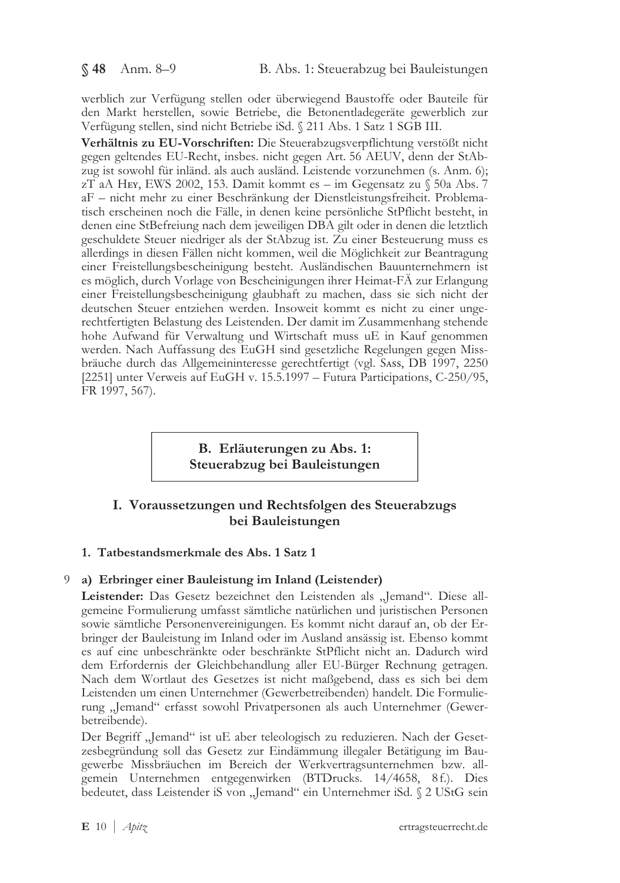werblich zur Verfügung stellen oder überwiegend Baustoffe oder Bauteile für den Markt herstellen, sowie Betriebe, die Betonentladegeräte gewerblich zur Verfügung stellen, sind nicht Betriebe iSd. § 211 Abs. 1 Satz 1 SGB III.

**Verhältnis zu EU-Vorschriften:** Die Steuerabzugsverpflichtung verstößt nicht gegen geltendes EU-Recht, insbes. nicht gegen Art. 56 AEUV, denn der StAbzug ist sowohl für inländ. als auch ausländ. Leistende vorzunehmen (s. Anm. 6); zT aA Hey, EWS 2002, 153. Damit kommt es – im Gegensatz zu § 50a Abs. 7 aF – nicht mehr zu einer Beschränkung der Dienstleistungsfreiheit. Problematisch erscheinen noch die Fälle, in denen keine persönliche StPflicht besteht, in denen eine StBefreiung nach dem jeweiligen DBA gilt oder in denen die letztlich geschuldete Steuer niedriger als der StAbzug ist. Zu einer Besteuerung muss es allerdings in diesen Fällen nicht kommen, weil die Möglichkeit zur Beantragung einer Freistellungsbescheinigung besteht. Ausländischen Bauunternehmern ist es möglich, durch Vorlage von Bescheinigungen ihrer Heimat-FÄ zur Erlangung einer Freistellungsbescheinigung glaubhaft zu machen, dass sie sich nicht der deutschen Steuer entziehen werden. Insoweit kommt es nicht zu einer ungerechtfertigten Belastung des Leistenden. Der damit im Zusammenhang stehende hohe Aufwand für Verwaltung und Wirtschaft muss uE in Kauf genommen werden. Nach Auffassung des EuGH sind gesetzliche Regelungen gegen Missbräuche durch das Allgemeininteresse gerechtfertigt (vgl. Sass, DB 1997, 2250 [2251] unter Verweis auf EuGH v. 15.5.1997 – Futura Participations, C-250/95, FR 1997, 567).

## B. Erläuterungen zu Abs. 1: Steuerabzug bei Bauleistungen

### I. Voraussetzungen und Rechtsfolgen des Steuerabzugs bei Bauleistungen

#### 1. Tatbestandsmerkmale des Abs. 1 Satz 1

9 **a) Erbringer einer Bauleistung im Inland (Leistender)**

**Leistender:** Das Gesetz bezeichnet den Leistenden als „Jemand". Diese allgemeine Formulierung umfasst sämtliche natürlichen und juristischen Personen sowie sämtliche Personenvereinigungen. Es kommt nicht darauf an, ob der Erbringer der Bauleistung im Inland oder im Ausland ansässig ist. Ebenso kommt es auf eine unbeschränkte oder beschränkte StPflicht nicht an. Dadurch wird dem Erfordernis der Gleichbehandlung aller EU-Bürger Rechnung getragen. Nach dem Wortlaut des Gesetzes ist nicht maßgebend, dass es sich bei dem Leistenden um einen Unternehmer (Gewerbetreibenden) handelt. Die Formulierung „Jemand" erfasst sowohl Privatpersonen als auch Unternehmer (Gewerbetreibende).

Der Begriff „Jemand" ist uE aber teleologisch zu reduzieren. Nach der Gesetzesbegründung soll das Gesetz zur Eindämmung illegaler Betätigung im Baugewerbe Missbräuchen im Bereich der Werkvertragsunternehmen bzw. allgemein Unternehmen entgegenwirken (BTDrucks. 14/4658, 8 f.). Dies bedeutet, dass Leistender iS von „Jemand" ein Unternehmer iSd. § 2 UStG sein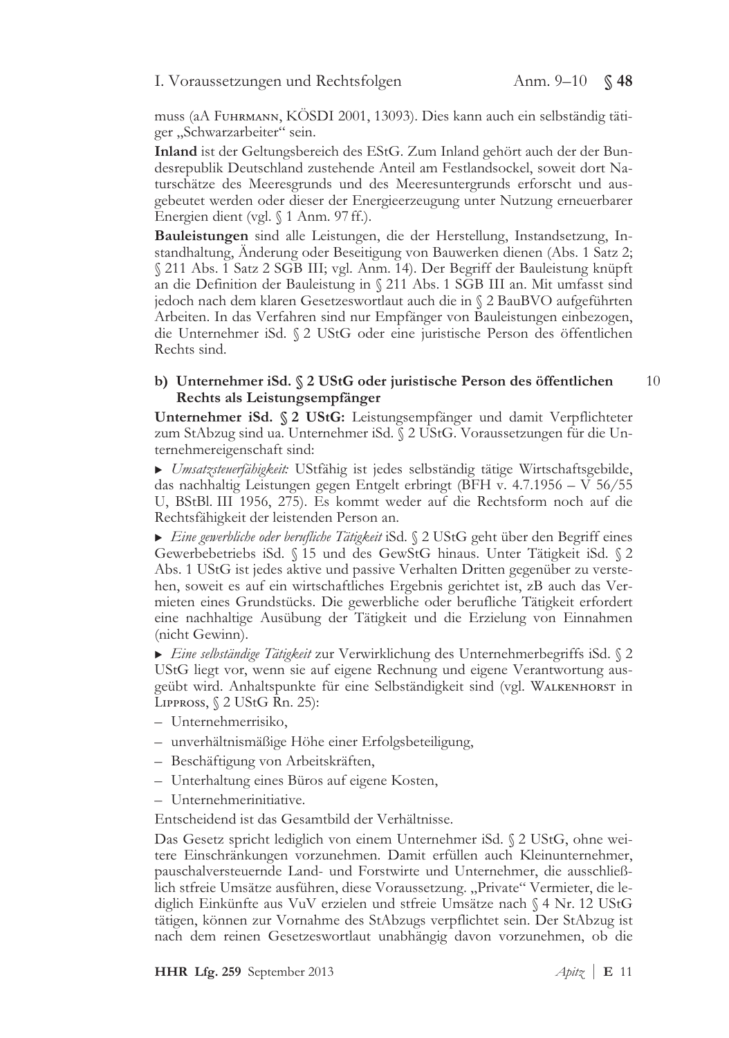muss (aA Fuhrmann, KÖSDI 2001, 13093). Dies kann auch ein selbständig tätiger „Schwarzarbeiter“ sein.

**Inland** ist der Geltungsbereich des EStG. Zum Inland gehört auch der der Bundesrepublik Deutschland zustehende Anteil am Festlandsockel, soweit dort Naturschätze des Meeresgrunds und des Meeresuntergrunds erforscht und ausgebeutet werden oder dieser der Energieerzeugung unter Nutzung erneuerbarer Energien dient (vgl. § 1 Anm. 97 ff.).

**Bauleistungen** sind alle Leistungen, die der Herstellung, Instandsetzung, Instandhaltung, Änderung oder Beseitigung von Bauwerken dienen (Abs. 1 Satz 2; § 211 Abs. 1 Satz 2 SGB III; vgl. Anm. 14). Der Begriff der Bauleistung knüpft an die Definition der Bauleistung in § 211 Abs. 1 SGB III an. Mit umfasst sind jedoch nach dem klaren Gesetzeswortlaut auch die in § 2 BauBVO aufgeführten Arbeiten. In das Verfahren sind nur Empfänger von Bauleistungen einbezogen, die Unternehmer iSd. § 2 UStG oder eine juristische Person des öffentlichen Rechts sind.

### b) Unternehmer iSd. § 2 UStG oder juristische Person des öffentlichen Rechts als Leistungsempfänger

10

**Unternehmer iSd. § 2 UStG:** Leistungsempfänger und damit Verpflichteter zum StAbzug sind ua. Unternehmer iSd. § 2 UStG. Voraussetzungen für die Unternehmereigenschaft sind:

- *Umsatzsteuerfähigkeit:* UStfähig ist jedes selbständig tätige Wirtschaftsgebilde, das nachhaltig Leistungen gegen Entgelt erbringt (BFH v. 4.7.1956 – V 56/55 U, BStBl. III 1956, 275). Es kommt weder auf die Rechtsform noch auf die Rechtsfähigkeit der leistenden Person an.
- *Eine gewerbliche oder berufliche Tätigkeit* iSd. § 2 UStG geht über den Begriff eines Gewerbebetriebs iSd. § 15 und des GewStG hinaus. Unter Tätigkeit iSd. § 2 Abs. 1 UStG ist jedes aktive und passive Verhalten Dritten gegenüber zu verstehen, soweit es auf ein wirtschaftliches Ergebnis gerichtet ist, zB auch das Vermieten eines Grundstücks. Die gewerbliche oder berufliche Tätigkeit erfordert eine nachhaltige Ausübung der Tätigkeit und die Erzielung von Einnahmen (nicht Gewinn).
- *Eine selbständige Tätigkeit* zur Verwirklichung des Unternehmerbegriffs iSd. § 2 UStG liegt vor, wenn sie auf eigene Rechnung und eigene Verantwortung ausgeübt wird. Anhaltspunkte für eine Selbständigkeit sind (vgl. Walkenhorst in Lippross, § 2 UStG Rn. 25):
  - Unternehmerrisiko,
  - unverhältnismäßige Höhe einer Erfolgsbeteiligung,
  - Beschäftigung von Arbeitskräften,
  - Unterhaltung eines Büros auf eigene Kosten,
  - Unternehmerinitiative.

Entscheidend ist das Gesamtbild der Verhältnisse.

Das Gesetz spricht lediglich von einem Unternehmer iSd. § 2 UStG, ohne weitere Einschränkungen vorzunehmen. Damit erfüllen auch Kleinunternehmer, pauschalversteuernde Land- und Forstwirte und Unternehmer, die ausschließlich stfreie Umsätze ausführen, diese Voraussetzung. „Private“ Vermieter, die lediglich Einkünfte aus VuV erzielen und stfreie Umsätze nach § 4 Nr. 12 UStG tätigen, können zur Vornahme des StAbzugs verpflichtet sein. Der StAbzug ist nach dem reinen Gesetzeswortlaut unabhängig davon vorzunehmen, ob die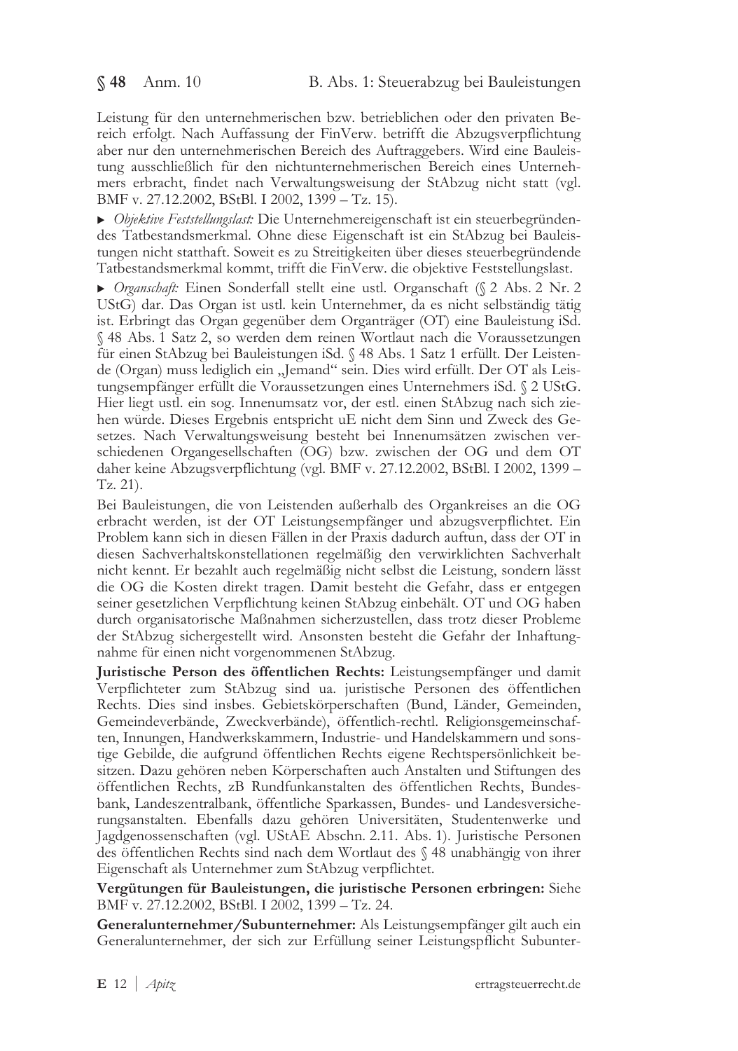Leistung für den unternehmerischen bzw. betrieblichen oder den privaten Bereich erfolgt. Nach Auffassung der FinVerw. betrifft die Abzugsverpflichtung aber nur den unternehmerischen Bereich des Auftraggebers. Wird eine Bauleistung ausschließlich für den nichtunternehmerischen Bereich eines Unternehmers erbracht, findet nach Verwaltungsweisung der StAbzug nicht statt (vgl. BMF v. 27.12.2002, BStBl. I 2002, 1399 – Tz. 15).

▸ *Objektive Feststellungslast:* Die Unternehmereigenschaft ist ein steuerbegründendes Tatbestandsmerkmal. Ohne diese Eigenschaft ist ein StAbzug bei Bauleistungen nicht statthaft. Soweit es zu Streitigkeiten über dieses steuerbegründende Tatbestandsmerkmal kommt, trifft die FinVerw. die objektive Feststellungslast.

▸ *Organschaft:* Einen Sonderfall stellt eine ustl. Organschaft (§ 2 Abs. 2 Nr. 2 UStG) dar. Das Organ ist ustl. kein Unternehmer, da es nicht selbständig tätig ist. Erbringt das Organ gegenüber dem Organträger (OT) eine Bauleistung iSd. § 48 Abs. 1 Satz 2, so werden dem reinen Wortlaut nach die Voraussetzungen für einen StAbzug bei Bauleistungen iSd. § 48 Abs. 1 Satz 1 erfüllt. Der Leistende (Organ) muss lediglich ein „Jemand" sein. Dies wird erfüllt. Der OT als Leistungsempfänger erfüllt die Voraussetzungen eines Unternehmers iSd. § 2 UStG. Hier liegt ustl. ein sog. Innenumsatz vor, der estl. einen StAbzug nach sich ziehen würde. Dieses Ergebnis entspricht uE nicht dem Sinn und Zweck des Gesetzes. Nach Verwaltungsweisung besteht bei Innenumsätzen zwischen verschiedenen Organgesellschaften (OG) bzw. zwischen der OG und dem OT daher keine Abzugsverpflichtung (vgl. BMF v. 27.12.2002, BStBl. I 2002, 1399 – Tz. 21).

Bei Bauleistungen, die von Leistenden außerhalb des Organkreises an die OG erbracht werden, ist der OT Leistungsempfänger und abzugsverpflichtet. Ein Problem kann sich in diesen Fällen in der Praxis dadurch auftun, dass der OT in diesen Sachverhaltskonstellationen regelmäßig den verwirklichten Sachverhalt nicht kennt. Er bezahlt auch regelmäßig nicht selbst die Leistung, sondern lässt die OG die Kosten direkt tragen. Damit besteht die Gefahr, dass er entgegen seiner gesetzlichen Verpflichtung keinen StAbzug einbehält. OT und OG haben durch organisatorische Maßnahmen sicherzustellen, dass trotz dieser Probleme der StAbzug sichergestellt wird. Ansonsten besteht die Gefahr der Inhaftungnahme für einen nicht vorgenommenen StAbzug.

**Juristische Person des öffentlichen Rechts:** Leistungsempfänger und damit Verpflichteter zum StAbzug sind ua. juristische Personen des öffentlichen Rechts. Dies sind insbes. Gebietskörperschaften (Bund, Länder, Gemeinden, Gemeindeverbände, Zweckverbände), öffentlich-rechtl. Religionsgemeinschaften, Innungen, Handwerkskammern, Industrie- und Handelskammern und sonstige Gebilde, die aufgrund öffentlichen Rechts eigene Rechtspersönlichkeit besitzen. Dazu gehören neben Körperschaften auch Anstalten und Stiftungen des öffentlichen Rechts, zB Rundfunkanstalten des öffentlichen Rechts, Bundesbank, Landeszentralbank, öffentliche Sparkassen, Bundes- und Landesversicherungsanstalten. Ebenfalls dazu gehören Universitäten, Studentenwerke und Jagdgenossenschaften (vgl. UStAE Abschn. 2.11. Abs. 1). Juristische Personen des öffentlichen Rechts sind nach dem Wortlaut des § 48 unabhängig von ihrer Eigenschaft als Unternehmer zum StAbzug verpflichtet.

**Vergütungen für Bauleistungen, die juristische Personen erbringen:** Siehe BMF v. 27.12.2002, BStBl. I 2002, 1399 – Tz. 24.

**Generalunternehmer/Subunternehmer:** Als Leistungsempfänger gilt auch ein Generalunternehmer, der sich zur Erfüllung seiner Leistungspflicht Subunter-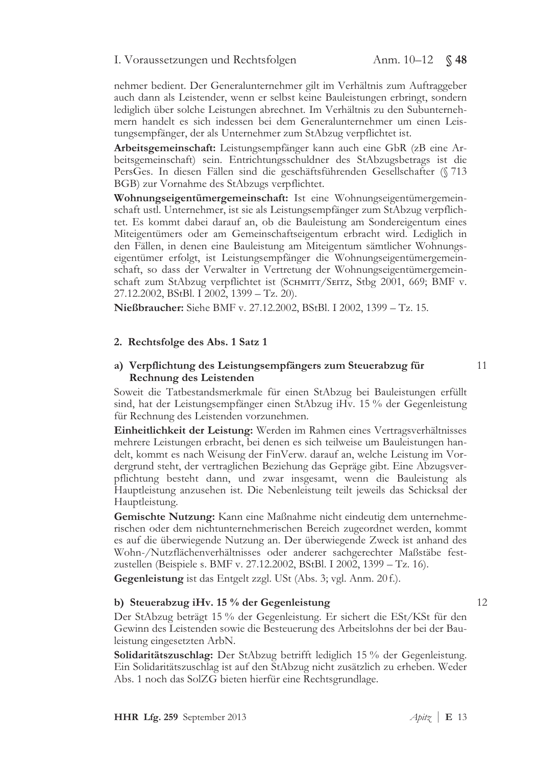nehmer bedient. Der Generalunternehmer gilt im Verhältnis zum Auftraggeber auch dann als Leistender, wenn er selbst keine Bauleistungen erbringt, sondern lediglich über solche Leistungen abrechnet. Im Verhältnis zu den Subunternehmern handelt es sich indessen bei dem Generalunternehmer um einen Leistungsempfänger, der als Unternehmer zum StAbzug verpflichtet ist.

**Arbeitsgemeinschaft:** Leistungsempfänger kann auch eine GbR (zB eine Arbeitsgemeinschaft) sein. Entrichtungsschuldner des StAbzugsbetrags ist die PersGes. In diesen Fällen sind die geschäftsführenden Gesellschafter (§ 713 BGB) zur Vornahme des StAbzugs verpflichtet.

**Wohnungseigentümergemeinschaft:** Ist eine Wohnungseigentümergemeinschaft ustl. Unternehmer, ist sie als Leistungsempfänger zum StAbzug verpflichtet. Es kommt dabei darauf an, ob die Bauleistung am Sondereigentum eines Miteigentümers oder am Gemeinschaftseigentum erbracht wird. Lediglich in den Fällen, in denen eine Bauleistung am Miteigentum sämtlicher Wohnungseigentümer erfolgt, ist Leistungsempfänger die Wohnungseigentümergemeinschaft, so dass der Verwalter in Vertretung der Wohnungseigentümergemeinschaft zum StAbzug verpflichtet ist (Schmitt/Seitz, Stbg 2001, 669; BMF v. 27.12.2002, BStBl. I 2002, 1399 – Tz. 20).

**Nießbraucher:** Siehe BMF v. 27.12.2002, BStBl. I 2002, 1399 – Tz. 15.

## 2. Rechtsfolge des Abs. 1 Satz 1

### a) Verpflichtung des Leistungsempfängers zum Steuerabzug für Rechnung des Leistenden

11

Soweit die Tatbestandsmerkmale für einen StAbzug bei Bauleistungen erfüllt sind, hat der Leistungsempfänger einen StAbzug iHv. 15 % der Gegenleistung für Rechnung des Leistenden vorzunehmen.

**Einheitlichkeit der Leistung:** Werden im Rahmen eines Vertragsverhältnisses mehrere Leistungen erbracht, bei denen es sich teilweise um Bauleistungen handelt, kommt es nach Weisung der FinVerw. darauf an, welche Leistung im Vordergrund steht, der vertraglichen Beziehung das Gepräge gibt. Eine Abzugsverpflichtung besteht dann, und zwar insgesamt, wenn die Bauleistung als Hauptleistung anzusehen ist. Die Nebenleistung teilt jeweils das Schicksal der Hauptleistung.

**Gemischte Nutzung:** Kann eine Maßnahme nicht eindeutig dem unternehmerischen oder dem nichtunternehmerischen Bereich zugeordnet werden, kommt es auf die überwiegende Nutzung an. Der überwiegende Zweck ist anhand des Wohn-/Nutzflächenverhältnisses oder anderer sachgerechter Maßstäbe festzustellen (Beispiele s. BMF v. 27.12.2002, BStBl. I 2002, 1399 – Tz. 16).

**Gegenleistung** ist das Entgelt zzgl. USt (Abs. 3; vgl. Anm. 20 f.).

### b) Steuerabzug iHv. 15 % der Gegenleistung

12

Der StAbzug beträgt 15 % der Gegenleistung. Er sichert die ESt/KSt für den Gewinn des Leistenden sowie die Besteuerung des Arbeitslohns der bei der Bauleistung eingesetzten ArbN.

**Solidaritätszuschlag:** Der StAbzug betrifft lediglich 15 % der Gegenleistung. Ein Solidaritätszuschlag ist auf den StAbzug nicht zusätzlich zu erheben. Weder Abs. 1 noch das SolZG bieten hierfür eine Rechtsgrundlage.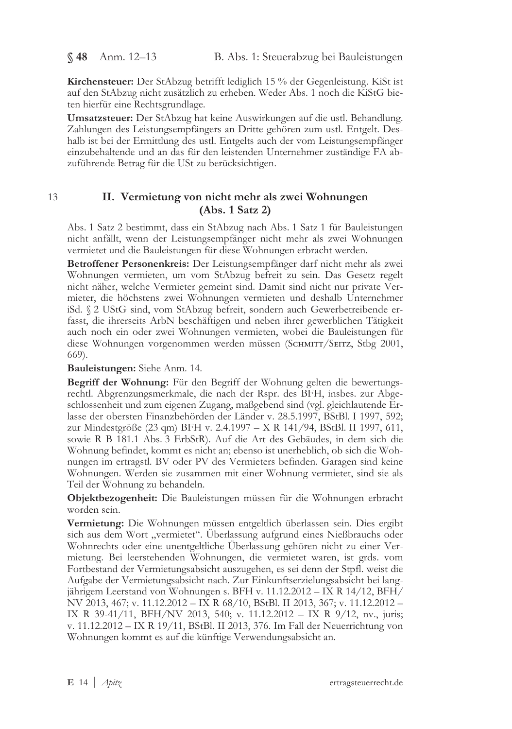**Kirchensteuer:** Der StAbzug betrifft lediglich 15 % der Gegenleistung. KiSt ist auf den StAbzug nicht zusätzlich zu erheben. Weder Abs. 1 noch die KiStG bieten hierfür eine Rechtsgrundlage.

**Umsatzsteuer:** Der StAbzug hat keine Auswirkungen auf die ustl. Behandlung. Zahlungen des Leistungsempfängers an Dritte gehören zum ustl. Entgelt. Deshalb ist bei der Ermittlung des ustl. Entgelts auch der vom Leistungsempfänger einzubehaltende und an das für den leistenden Unternehmer zuständige FA abzuführende Betrag für die USt zu berücksichtigen.

13

## II. Vermietung von nicht mehr als zwei Wohnungen (Abs. 1 Satz 2)

Abs. 1 Satz 2 bestimmt, dass ein StAbzug nach Abs. 1 Satz 1 für Bauleistungen nicht anfällt, wenn der Leistungsempfänger nicht mehr als zwei Wohnungen vermietet und die Bauleistungen für diese Wohnungen erbracht werden.

**Betroffener Personenkreis:** Der Leistungsempfänger darf nicht mehr als zwei Wohnungen vermieten, um vom StAbzug befreit zu sein. Das Gesetz regelt nicht näher, welche Vermieter gemeint sind. Damit sind nicht nur private Vermieter, die höchstens zwei Wohnungen vermieten und deshalb Unternehmer iSd. § 2 UStG sind, vom StAbzug befreit, sondern auch Gewerbetreibende erfasst, die ihrerseits ArbN beschäftigen und neben ihrer gewerblichen Tätigkeit auch noch ein oder zwei Wohnungen vermieten, wobei die Bauleistungen für diese Wohnungen vorgenommen werden müssen (Schmitt/Seitz, Stbg 2001, 669).

**Bauleistungen:** Siehe Anm. 14.

**Begriff der Wohnung:** Für den Begriff der Wohnung gelten die bewertungsrechtl. Abgrenzungsmerkmale, die nach der Rspr. des BFH, insbes. zur Abgeschlossenheit und zum eigenen Zugang, maßgebend sind (vgl. gleichlautende Erlasse der obersten Finanzbehörden der Länder v. 28.5.1997, BStBl. I 1997, 592; zur Mindestgröße (23 qm) BFH v. 2.4.1997 – X R 141/94, BStBl. II 1997, 611, sowie R B 181.1 Abs. 3 ErbStR). Auf die Art des Gebäudes, in dem sich die Wohnung befindet, kommt es nicht an; ebenso ist unerheblich, ob sich die Wohnungen im ertragstl. BV oder PV des Vermieters befinden. Garagen sind keine Wohnungen. Werden sie zusammen mit einer Wohnung vermietet, sind sie als Teil der Wohnung zu behandeln.

**Objektbezogenheit:** Die Bauleistungen müssen für die Wohnungen erbracht worden sein.

**Vermietung:** Die Wohnungen müssen entgeltlich überlassen sein. Dies ergibt sich aus dem Wort „vermietet". Überlassung aufgrund eines Nießbrauchs oder Wohnrechts oder eine unentgeltliche Überlassung gehören nicht zu einer Vermietung. Bei leerstehenden Wohnungen, die vermietet waren, ist grds. vom Fortbestand der Vermietungsabsicht auszugehen, es sei denn der Stpfl. weist die Aufgabe der Vermietungsabsicht nach. Zur Einkunftserzielungsabsicht bei langjährigem Leerstand von Wohnungen s. BFH v. 11.12.2012 – IX R 14/12, BFH/NV 2013, 467; v. 11.12.2012 – IX R 68/10, BStBl. II 2013, 367; v. 11.12.2012 – IX R 39-41/11, BFH/NV 2013, 540; v. 11.12.2012 – IX R 9/12, nv., juris; v. 11.12.2012 – IX R 19/11, BStBl. II 2013, 376. Im Fall der Neuerrichtung von Wohnungen kommt es auf die künftige Verwendungsabsicht an.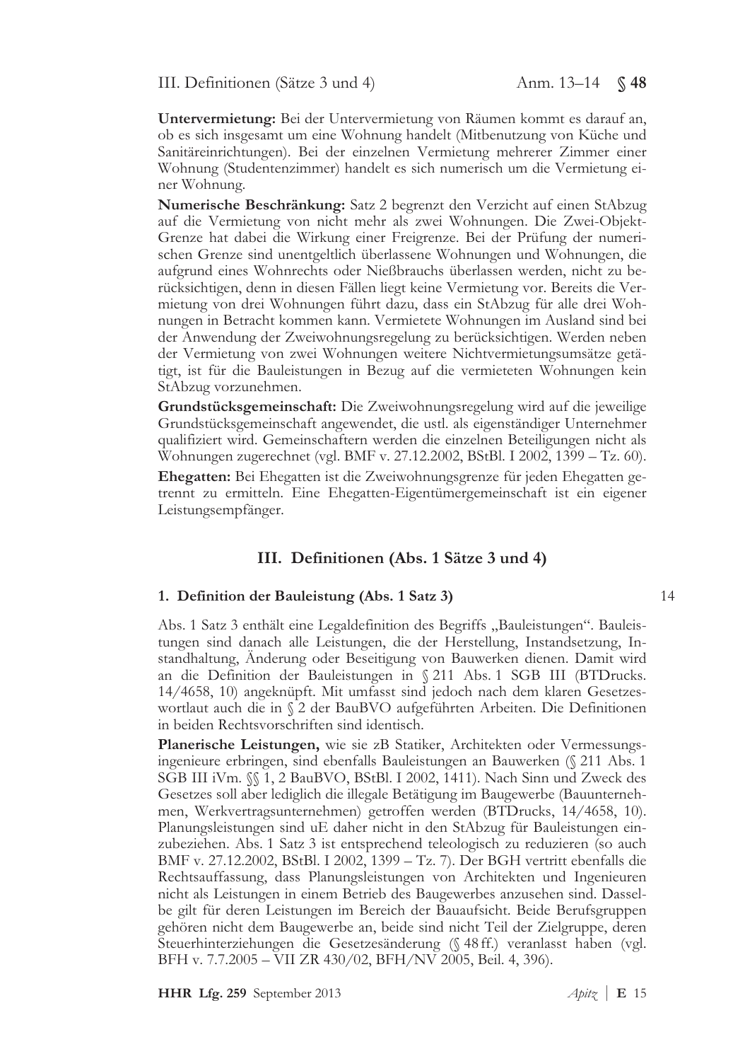**Untervermietung:** Bei der Untervermietung von Räumen kommt es darauf an, ob es sich insgesamt um eine Wohnung handelt (Mitbenutzung von Küche und Sanitäreinrichtungen). Bei der einzelnen Vermietung mehrerer Zimmer einer Wohnung (Studentenzimmer) handelt es sich numerisch um die Vermietung einer Wohnung.

**Numerische Beschränkung:** Satz 2 begrenzt den Verzicht auf einen StAbzug auf die Vermietung von nicht mehr als zwei Wohnungen. Die Zwei-Objekt-Grenze hat dabei die Wirkung einer Freigrenze. Bei der Prüfung der numerischen Grenze sind unentgeltlich überlassene Wohnungen und Wohnungen, die aufgrund eines Wohnrechts oder Nießbrauchs überlassen werden, nicht zu berücksichtigen, denn in diesen Fällen liegt keine Vermietung vor. Bereits die Vermietung von drei Wohnungen führt dazu, dass ein StAbzug für alle drei Wohnungen in Betracht kommen kann. Vermietete Wohnungen im Ausland sind bei der Anwendung der Zweiwohnungsregelung zu berücksichtigen. Werden neben der Vermietung von zwei Wohnungen weitere Nichtvermietungsumsätze getätigt, ist für die Bauleistungen in Bezug auf die vermieteten Wohnungen kein StAbzug vorzunehmen.

**Grundstücksgemeinschaft:** Die Zweiwohnungsregelung wird auf die jeweilige Grundstücksgemeinschaft angewendet, die ustl. als eigenständiger Unternehmer qualifiziert wird. Gemeinschaftern werden die einzelnen Beteiligungen nicht als Wohnungen zugerechnet (vgl. BMF v. 27.12.2002, BStBl. I 2002, 1399 – Tz. 60).

**Ehegatten:** Bei Ehegatten ist die Zweiwohnungsgrenze für jeden Ehegatten getrennt zu ermitteln. Eine Ehegatten-Eigentümergemeinschaft ist ein eigener Leistungsempfänger.

## III. Definitionen (Abs. 1 Sätze 3 und 4)

### 1. Definition der Bauleistung (Abs. 1 Satz 3)

14

Abs. 1 Satz 3 enthält eine Legaldefinition des Begriffs „Bauleistungen". Bauleistungen sind danach alle Leistungen, die der Herstellung, Instandsetzung, Instandhaltung, Änderung oder Beseitigung von Bauwerken dienen. Damit wird an die Definition der Bauleistungen in § 211 Abs. 1 SGB III (BTDrucks. 14/4658, 10) angeknüpft. Mit umfasst sind jedoch nach dem klaren Gesetzeswortlaut auch die in § 2 der BauBVO aufgeführten Arbeiten. Die Definitionen in beiden Rechtsvorschriften sind identisch.

**Planerische Leistungen,** wie sie zB Statiker, Architekten oder Vermessungsingenieure erbringen, sind ebenfalls Bauleistungen an Bauwerken (§ 211 Abs. 1 SGB III iVm. §§ 1, 2 BauBVO, BStBl. I 2002, 1411). Nach Sinn und Zweck des Gesetzes soll aber lediglich die illegale Betätigung im Baugewerbe (Bauunternehmen, Werkvertragsunternehmen) getroffen werden (BTDrucks, 14/4658, 10). Planungsleistungen sind uE daher nicht in den StAbzug für Bauleistungen einzubeziehen. Abs. 1 Satz 3 ist entsprechend teleologisch zu reduzieren (so auch BMF v. 27.12.2002, BStBl. I 2002, 1399 – Tz. 7). Der BGH vertritt ebenfalls die Rechtsauffassung, dass Planungsleistungen von Architekten und Ingenieuren nicht als Leistungen in einem Betrieb des Baugewerbes anzusehen sind. Dasselbe gilt für deren Leistungen im Bereich der Bauaufsicht. Beide Berufsgruppen gehören nicht dem Baugewerbe an, beide sind nicht Teil der Zielgruppe, deren Steuerhinterziehungen die Gesetzesänderung (§ 48 ff.) veranlasst haben (vgl. BFH v. 7.7.2005 – VII ZR 430/02, BFH/NV 2005, Beil. 4, 396).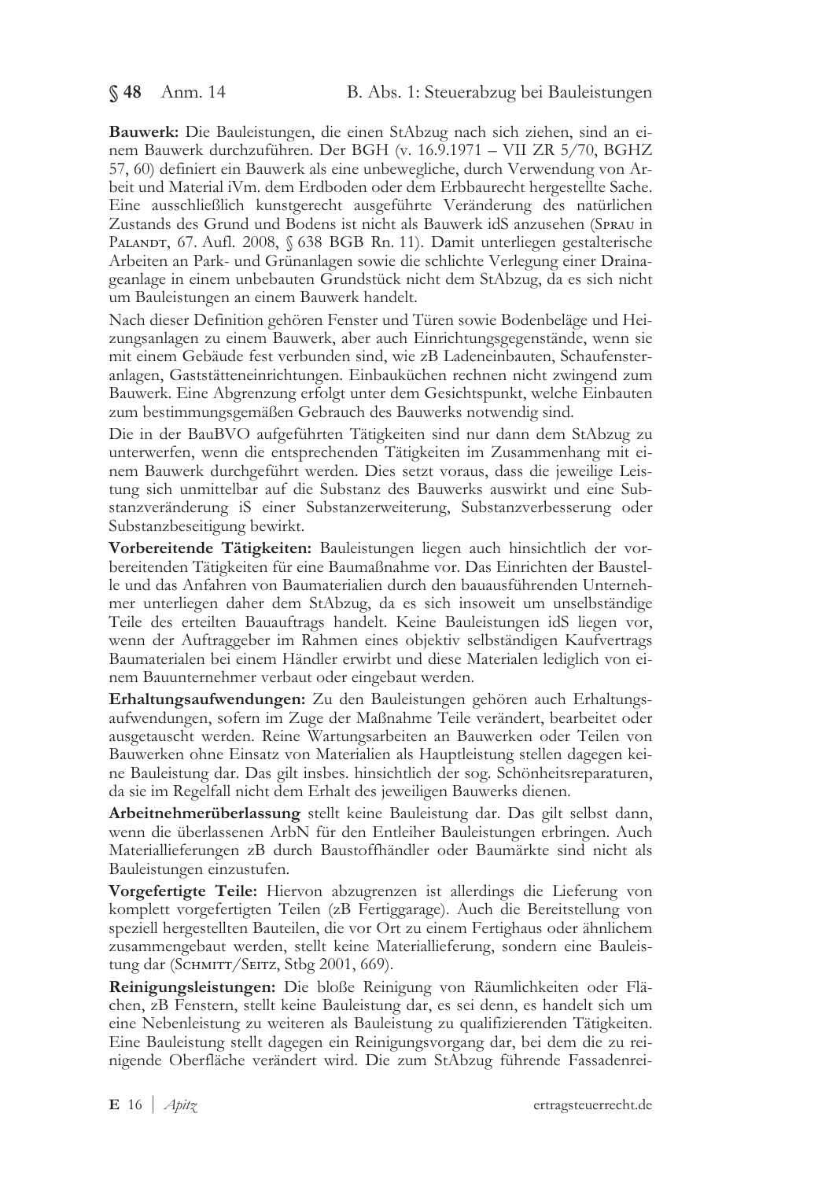**Bauwerk:** Die Bauleistungen, die einen StAbzug nach sich ziehen, sind an einem Bauwerk durchzuführen. Der BGH (v. 16.9.1971 – VII ZR 5/70, BGHZ 57, 60) definiert ein Bauwerk als eine unbewegliche, durch Verwendung von Arbeit und Material iVm. dem Erdboden oder dem Erbbaurecht hergestellte Sache. Eine ausschließlich kunstgerecht ausgeführte Veränderung des natürlichen Zustands des Grund und Bodens ist nicht als Bauwerk idS anzusehen (Sprau in Palandt, 67. Aufl. 2008, § 638 BGB Rn. 11). Damit unterliegen gestalterische Arbeiten an Park- und Grünanlagen sowie die schlichte Verlegung einer Drainageanlage in einem unbebauten Grundstück nicht dem StAbzug, da es sich nicht um Bauleistungen an einem Bauwerk handelt.

Nach dieser Definition gehören Fenster und Türen sowie Bodenbeläge und Heizungsanlagen zu einem Bauwerk, aber auch Einrichtungsgegenstände, wenn sie mit einem Gebäude fest verbunden sind, wie zB Ladeneinbauten, Schaufensteranlagen, Gaststätteneinrichtungen. Einbauküchen rechnen nicht zwingend zum Bauwerk. Eine Abgrenzung erfolgt unter dem Gesichtspunkt, welche Einbauten zum bestimmungsgemäßen Gebrauch des Bauwerks notwendig sind.

Die in der BauBVO aufgeführten Tätigkeiten sind nur dann dem StAbzug zu unterwerfen, wenn die entsprechenden Tätigkeiten im Zusammenhang mit einem Bauwerk durchgeführt werden. Dies setzt voraus, dass die jeweilige Leistung sich unmittelbar auf die Substanz des Bauwerks auswirkt und eine Substanzveränderung iS einer Substanzerweiterung, Substanzverbesserung oder Substanzbeseitigung bewirkt.

**Vorbereitende Tätigkeiten:** Bauleistungen liegen auch hinsichtlich der vorbereitenden Tätigkeiten für eine Baumaßnahme vor. Das Einrichten der Baustelle und das Anfahren von Baumaterialien durch den bauausführenden Unternehmer unterliegen daher dem StAbzug, da es sich insoweit um unselbständige Teile des erteilten Bauauftrags handelt. Keine Bauleistungen idS liegen vor, wenn der Auftraggeber im Rahmen eines objektiv selbständigen Kaufvertrags Baumaterialen bei einem Händler erwirbt und diese Materialen lediglich von einem Bauunternehmer verbaut oder eingebaut werden.

**Erhaltungsaufwendungen:** Zu den Bauleistungen gehören auch Erhaltungsaufwendungen, sofern im Zuge der Maßnahme Teile verändert, bearbeitet oder ausgetauscht werden. Reine Wartungsarbeiten an Bauwerken oder Teilen von Bauwerken ohne Einsatz von Materialien als Hauptleistung stellen dagegen keine Bauleistung dar. Das gilt insbes. hinsichtlich der sog. Schönheitsreparaturen, da sie im Regelfall nicht dem Erhalt des jeweiligen Bauwerks dienen.

**Arbeitnehmerüberlassung** stellt keine Bauleistung dar. Das gilt selbst dann, wenn die überlassenen ArbN für den Entleiher Bauleistungen erbringen. Auch Materiallieferungen zB durch Baustoffhändler oder Baumärkte sind nicht als Bauleistungen einzustufen.

**Vorgefertigte Teile:** Hiervon abzugrenzen ist allerdings die Lieferung von komplett vorgefertigten Teilen (zB Fertiggarage). Auch die Bereitstellung von speziell hergestellten Bauteilen, die vor Ort zu einem Fertighaus oder ähnlichem zusammengebaut werden, stellt keine Materiallieferung, sondern eine Bauleistung dar (Schmitt/Seitz, Stbg 2001, 669).

**Reinigungsleistungen:** Die bloße Reinigung von Räumlichkeiten oder Flächen, zB Fenstern, stellt keine Bauleistung dar, es sei denn, es handelt sich um eine Nebenleistung zu weiteren als Bauleistung zu qualifizierenden Tätigkeiten. Eine Bauleistung stellt dagegen ein Reinigungsvorgang dar, bei dem die zu reinigende Oberfläche verändert wird. Die zum StAbzug führende Fassadenrei-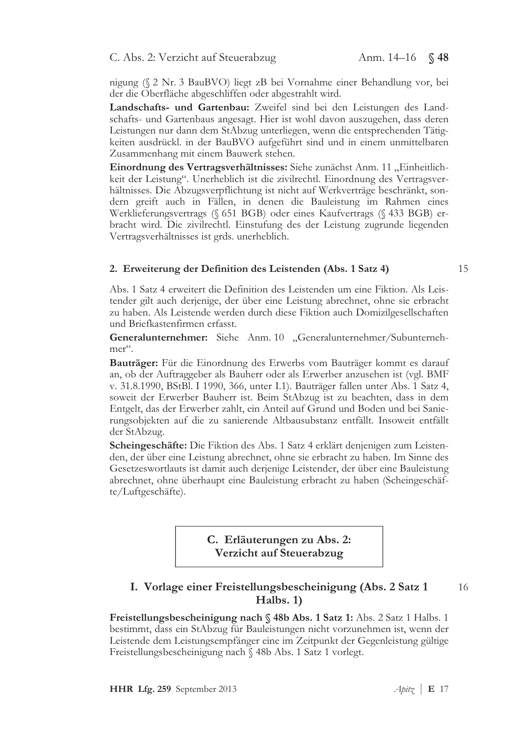nigung (§ 2 Nr. 3 BauBVO) liegt zB bei Vornahme einer Behandlung vor, bei der die Oberfläche abgeschliffen oder abgestrahlt wird.

**Landschafts- und Gartenbau:** Zweifel sind bei den Leistungen des Landschafts- und Gartenbaus angesagt. Hier ist wohl davon auszugehen, dass deren Leistungen nur dann dem StAbzug unterliegen, wenn die entsprechenden Tätigkeiten ausdrückl. in der BauBVO aufgeführt sind und in einem unmittelbaren Zusammenhang mit einem Bauwerk stehen.

**Einordnung des Vertragsverhältnisses:** Siehe zunächst Anm. 11 „Einheitlichkeit der Leistung". Unerheblich ist die zivilrechtl. Einordnung des Vertragsverhältnisses. Die Abzugsverpflichtung ist nicht auf Werkverträge beschränkt, sondern greift auch in Fällen, in denen die Bauleistung im Rahmen eines Werklieferungsvertrags (§ 651 BGB) oder eines Kaufvertrags (§ 433 BGB) erbracht wird. Die zivilrechtl. Einstufung des der Leistung zugrunde liegenden Vertragsverhältnisses ist grds. unerheblich.

### 2. Erweiterung der Definition des Leistenden (Abs. 1 Satz 4)

15

Abs. 1 Satz 4 erweitert die Definition des Leistenden um eine Fiktion. Als Leistender gilt auch derjenige, der über eine Leistung abrechnet, ohne sie erbracht zu haben. Als Leistende werden durch diese Fiktion auch Domizilgesellschaften und Briefkastenfirmen erfasst.

**Generalunternehmer:** Siehe Anm. 10 „Generalunternehmer/Subunternehmer".

**Bauträger:** Für die Einordnung des Erwerbs vom Bauträger kommt es darauf an, ob der Auftraggeber als Bauherr oder als Erwerber anzusehen ist (vgl. BMF v. 31.8.1990, BStBl. I 1990, 366, unter I.1). Bauträger fallen unter Abs. 1 Satz 4, soweit der Erwerber Bauherr ist. Beim StAbzug ist zu beachten, dass in dem Entgelt, das der Erwerber zahlt, ein Anteil auf Grund und Boden und bei Sanierungsobjekten auf die zu sanierende Altbausubstanz entfällt. Insoweit entfällt der StAbzug.

**Scheingeschäfte:** Die Fiktion des Abs. 1 Satz 4 erklärt denjenigen zum Leistenden, der über eine Leistung abrechnet, ohne sie erbracht zu haben. Im Sinne des Gesetzeswortlauts ist damit auch derjenige Leistender, der über eine Bauleistung abrechnet, ohne überhaupt eine Bauleistung erbracht zu haben (Scheingeschäfte/Luftgeschäfte).

## C. Erläuterungen zu Abs. 2: Verzicht auf Steuerabzug

### I. Vorlage einer Freistellungsbescheinigung (Abs. 2 Satz 1 Halbs. 1)

16

**Freistellungsbescheinigung nach § 48b Abs. 1 Satz 1:** Abs. 2 Satz 1 Halbs. 1 bestimmt, dass ein StAbzug für Bauleistungen nicht vorzunehmen ist, wenn der Leistende dem Leistungsempfänger eine im Zeitpunkt der Gegenleistung gültige Freistellungsbescheinigung nach § 48b Abs. 1 Satz 1 vorlegt.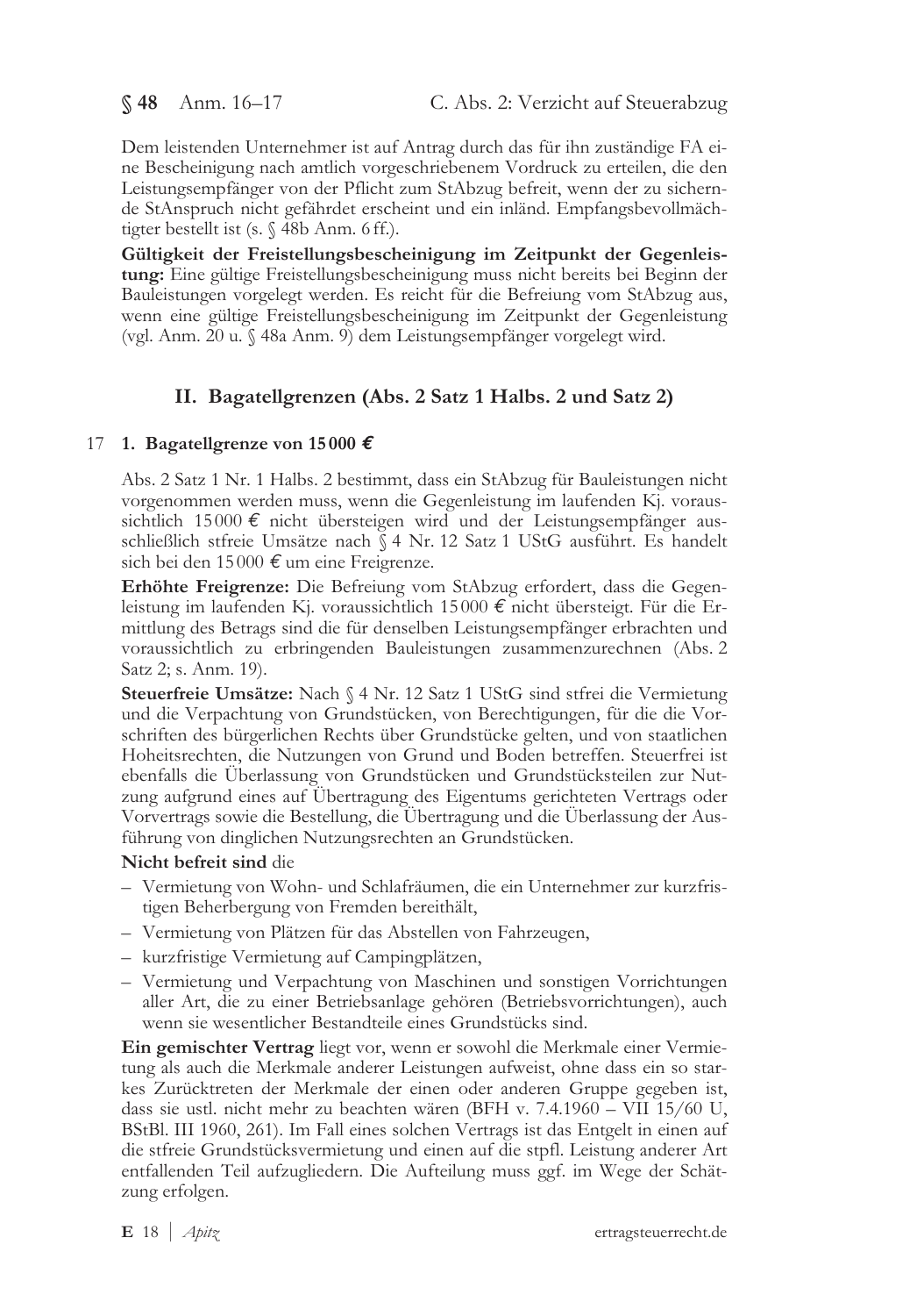Dem leistenden Unternehmer ist auf Antrag durch das für ihn zuständige FA eine Bescheinigung nach amtlich vorgeschriebenem Vordruck zu erteilen, die den Leistungsempfänger von der Pflicht zum StAbzug befreit, wenn der zu sichernde StAnspruch nicht gefährdet erscheint und ein inländ. Empfangsbevollmächtigter bestellt ist (s. § 48b Anm. 6 ff.).

**Gültigkeit der Freistellungsbescheinigung im Zeitpunkt der Gegenleistung:** Eine gültige Freistellungsbescheinigung muss nicht bereits bei Beginn der Bauleistungen vorgelegt werden. Es reicht für die Befreiung vom StAbzug aus, wenn eine gültige Freistellungsbescheinigung im Zeitpunkt der Gegenleistung (vgl. Anm. 20 u. § 48a Anm. 9) dem Leistungsempfänger vorgelegt wird.

## II. Bagatellgrenzen (Abs. 2 Satz 1 Halbs. 2 und Satz 2)

### 17 1. Bagatellgrenze von 15 000 €

Abs. 2 Satz 1 Nr. 1 Halbs. 2 bestimmt, dass ein StAbzug für Bauleistungen nicht vorgenommen werden muss, wenn die Gegenleistung im laufenden Kj. voraussichtlich 15 000 € nicht übersteigen wird und der Leistungsempfänger ausschließlich stfreie Umsätze nach § 4 Nr. 12 Satz 1 UStG ausführt. Es handelt sich bei den 15 000 € um eine Freigrenze.

**Erhöhte Freigrenze:** Die Befreiung vom StAbzug erfordert, dass die Gegenleistung im laufenden Kj. voraussichtlich 15 000 € nicht übersteigt. Für die Ermittlung des Betrags sind die für denselben Leistungsempfänger erbrachten und voraussichtlich zu erbringenden Bauleistungen zusammenzurechnen (Abs. 2 Satz 2; s. Anm. 19).

**Steuerfreie Umsätze:** Nach § 4 Nr. 12 Satz 1 UStG sind stfrei die Vermietung und die Verpachtung von Grundstücken, von Berechtigungen, für die die Vorschriften des bürgerlichen Rechts über Grundstücke gelten, und von staatlichen Hoheitsrechten, die Nutzungen von Grund und Boden betreffen. Steuerfrei ist ebenfalls die Überlassung von Grundstücken und Grundstücksteilen zur Nutzung aufgrund eines auf Übertragung des Eigentums gerichteten Vertrags oder Vorvertrags sowie die Bestellung, die Übertragung und die Überlassung der Ausführung von dinglichen Nutzungsrechten an Grundstücken.

**Nicht befreit sind** die

- Vermietung von Wohn- und Schlafräumen, die ein Unternehmer zur kurzfristigen Beherbergung von Fremden bereithält,
- Vermietung von Plätzen für das Abstellen von Fahrzeugen,
- kurzfristige Vermietung auf Campingplätzen,
- Vermietung und Verpachtung von Maschinen und sonstigen Vorrichtungen aller Art, die zu einer Betriebsanlage gehören (Betriebsvorrichtungen), auch wenn sie wesentlicher Bestandteile eines Grundstücks sind.

**Ein gemischter Vertrag** liegt vor, wenn er sowohl die Merkmale einer Vermietung als auch die Merkmale anderer Leistungen aufweist, ohne dass ein so starkes Zurücktreten der Merkmale der einen oder anderen Gruppe gegeben ist, dass sie ustl. nicht mehr zu beachten wären (BFH v. 7.4.1960 – VII 15/60 U, BStBl. III 1960, 261). Im Fall eines solchen Vertrags ist das Entgelt in einen auf die stfreie Grundstücksvermietung und einen auf die stpfl. Leistung anderer Art entfallenden Teil aufzugliedern. Die Aufteilung muss ggf. im Wege der Schätzung erfolgen.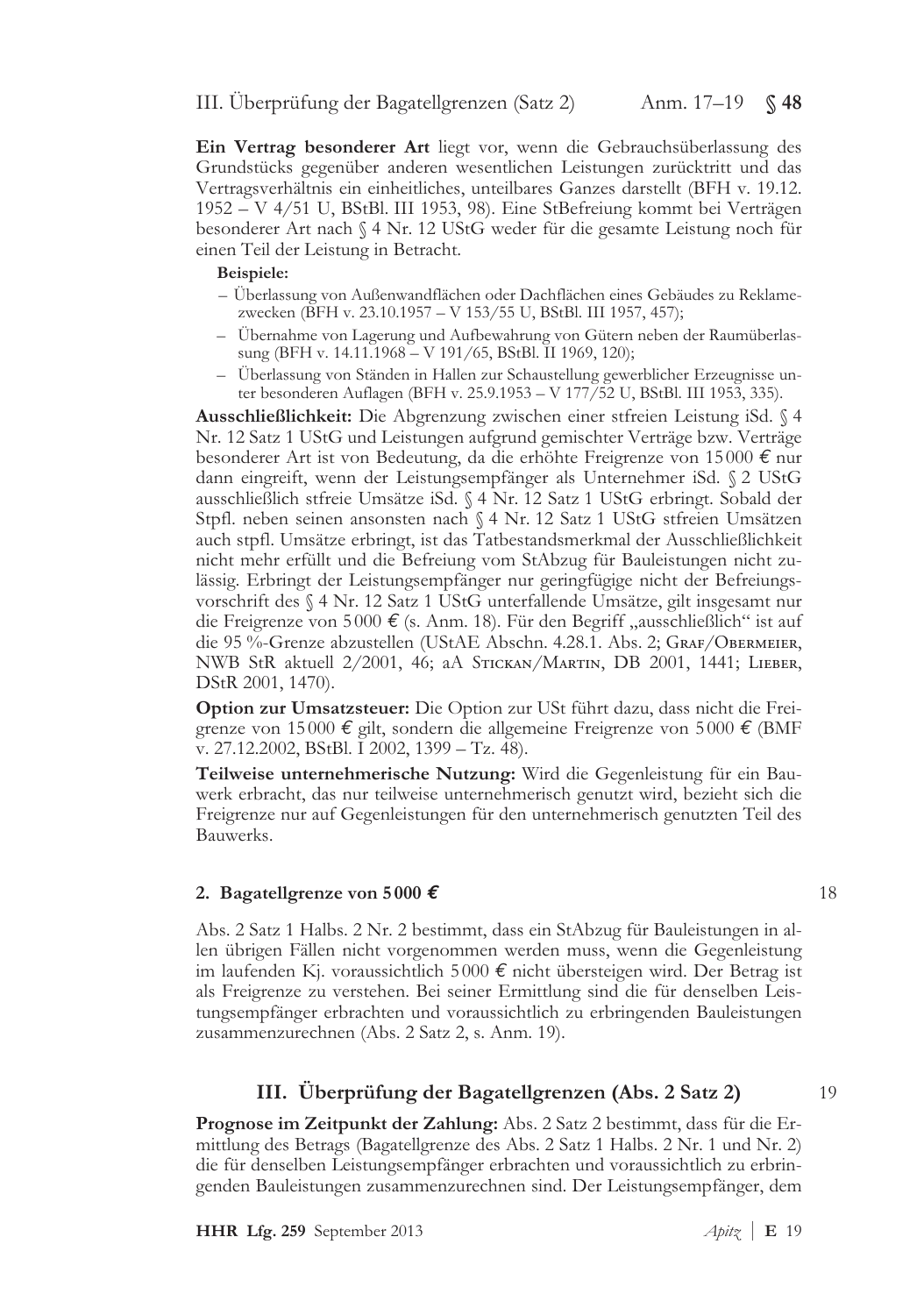**Ein Vertrag besonderer Art** liegt vor, wenn die Gebrauchsüberlassung des Grundstücks gegenüber anderen wesentlichen Leistungen zurücktritt und das Vertragsverhältnis ein einheitliches, unteilbares Ganzes darstellt (BFH v. 19.12. 1952 – V 4/51 U, BStBl. III 1953, 98). Eine StBefreiung kommt bei Verträgen besonderer Art nach § 4 Nr. 12 UStG weder für die gesamte Leistung noch für einen Teil der Leistung in Betracht.

**Beispiele:**

- Überlassung von Außenwandflächen oder Dachflächen eines Gebäudes zu Reklamezwecken (BFH v. 23.10.1957 – V 153/55 U, BStBl. III 1957, 457);
- Übernahme von Lagerung und Aufbewahrung von Gütern neben der Raumüberlassung (BFH v. 14.11.1968 – V 191/65, BStBl. II 1969, 120);
- Überlassung von Ständen in Hallen zur Schaustellung gewerblicher Erzeugnisse unter besonderen Auflagen (BFH v. 25.9.1953 – V 177/52 U, BStBl. III 1953, 335).

**Ausschließlichkeit:** Die Abgrenzung zwischen einer stfreien Leistung iSd. § 4 Nr. 12 Satz 1 UStG und Leistungen aufgrund gemischter Verträge bzw. Verträge besonderer Art ist von Bedeutung, da die erhöhte Freigrenze von 15 000 € nur dann eingreift, wenn der Leistungsempfänger als Unternehmer iSd. § 2 UStG ausschließlich stfreie Umsätze iSd. § 4 Nr. 12 Satz 1 UStG erbringt. Sobald der Stpfl. neben seinen ansonsten nach § 4 Nr. 12 Satz 1 UStG stfreien Umsätzen auch stpfl. Umsätze erbringt, ist das Tatbestandsmerkmal der Ausschließlichkeit nicht mehr erfüllt und die Befreiung vom StAbzug für Bauleistungen nicht zulässig. Erbringt der Leistungsempfänger nur geringfügige nicht der Befreiungsvorschrift des § 4 Nr. 12 Satz 1 UStG unterfallende Umsätze, gilt insgesamt nur die Freigrenze von 5 000 € (s. Anm. 18). Für den Begriff „ausschließlich" ist auf die 95 %-Grenze abzustellen (UStAE Abschn. 4.28.1. Abs. 2; Graf/Obermeier, NWB StR aktuell 2/2001, 46; aA Stickan/Martin, DB 2001, 1441; Lieber, DStR 2001, 1470).

**Option zur Umsatzsteuer:** Die Option zur USt führt dazu, dass nicht die Freigrenze von 15 000 € gilt, sondern die allgemeine Freigrenze von 5 000 € (BMF v. 27.12.2002, BStBl. I 2002, 1399 – Tz. 48).

**Teilweise unternehmerische Nutzung:** Wird die Gegenleistung für ein Bauwerk erbracht, das nur teilweise unternehmerisch genutzt wird, bezieht sich die Freigrenze nur auf Gegenleistungen für den unternehmerisch genutzten Teil des Bauwerks.

### 2. Bagatellgrenze von 5 000 € 

18

Abs. 2 Satz 1 Halbs. 2 Nr. 2 bestimmt, dass ein StAbzug für Bauleistungen in allen übrigen Fällen nicht vorgenommen werden muss, wenn die Gegenleistung im laufenden Kj. voraussichtlich 5 000 € nicht übersteigen wird. Der Betrag ist als Freigrenze zu verstehen. Bei seiner Ermittlung sind die für denselben Leistungsempfänger erbrachten und voraussichtlich zu erbringenden Bauleistungen zusammenzurechnen (Abs. 2 Satz 2, s. Anm. 19).

## III. Überprüfung der Bagatellgrenzen (Abs. 2 Satz 2)

19

**Prognose im Zeitpunkt der Zahlung:** Abs. 2 Satz 2 bestimmt, dass für die Ermittlung des Betrags (Bagatellgrenze des Abs. 2 Satz 1 Halbs. 2 Nr. 1 und Nr. 2) die für denselben Leistungsempfänger erbrachten und voraussichtlich zu erbringenden Bauleistungen zusammenzurechnen sind. Der Leistungsempfänger, dem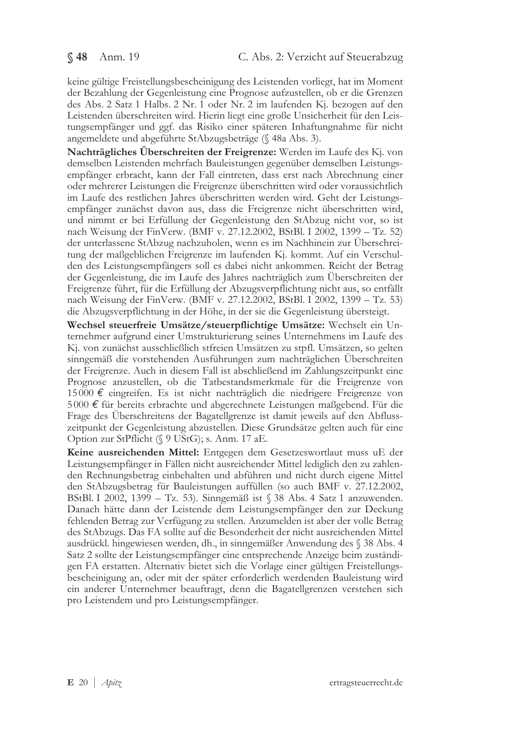keine gültige Freistellungsbescheinigung des Leistenden vorliegt, hat im Moment der Bezahlung der Gegenleistung eine Prognose aufzustellen, ob er die Grenzen des Abs. 2 Satz 1 Halbs. 2 Nr. 1 oder Nr. 2 im laufenden Kj. bezogen auf den Leistenden überschreiten wird. Hierin liegt eine große Unsicherheit für den Leistungsempfänger und ggf. das Risiko einer späteren Inhaftungnahme für nicht angemeldete und abgeführte StAbzugsbeträge (§ 48a Abs. 3).

**Nachträgliches Überschreiten der Freigrenze:** Werden im Laufe des Kj. von demselben Leistenden mehrfach Bauleistungen gegenüber demselben Leistungsempfänger erbracht, kann der Fall eintreten, dass erst nach Abrechnung einer oder mehrerer Leistungen die Freigrenze überschritten wird oder voraussichtlich im Laufe des restlichen Jahres überschritten werden wird. Geht der Leistungsempfänger zunächst davon aus, dass die Freigrenze nicht überschritten wird, und nimmt er bei Erfüllung der Gegenleistung den StAbzug nicht vor, so ist nach Weisung der FinVerw. (BMF v. 27.12.2002, BStBl. I 2002, 1399 – Tz. 52) der unterlassene StAbzug nachzuholen, wenn es im Nachhinein zur Überschreitung der maßgeblichen Freigrenze im laufenden Kj. kommt. Auf ein Verschulden des Leistungsempfängers soll es dabei nicht ankommen. Reicht der Betrag der Gegenleistung, die im Laufe des Jahres nachträglich zum Überschreiten der Freigrenze führt, für die Erfüllung der Abzugsverpflichtung nicht aus, so entfällt nach Weisung der FinVerw. (BMF v. 27.12.2002, BStBl. I 2002, 1399 – Tz. 53) die Abzugsverpflichtung in der Höhe, in der sie die Gegenleistung übersteigt.

**Wechsel steuerfreie Umsätze/steuerpflichtige Umsätze:** Wechselt ein Unternehmer aufgrund einer Umstrukturierung seines Unternehmens im Laufe des Kj. von zunächst ausschließlich stfreien Umsätzen zu stpfl. Umsätzen, so gelten sinngemäß die vorstehenden Ausführungen zum nachträglichen Überschreiten der Freigrenze. Auch in diesem Fall ist abschließend im Zahlungszeitpunkt eine Prognose anzustellen, ob die Tatbestandsmerkmale für die Freigrenze von 15 000 € eingreifen. Es ist nicht nachträglich die niedrigere Freigrenze von 5 000 € für bereits erbrachte und abgerechnete Leistungen maßgebend. Für die Frage des Überschreitens der Bagatellgrenze ist damit jeweils auf den Abflusszeitpunkt der Gegenleistung abzustellen. Diese Grundsätze gelten auch für eine Option zur StPflicht (§ 9 UStG); s. Anm. 17 aE.

**Keine ausreichenden Mittel:** Entgegen dem Gesetzeswortlaut muss uE der Leistungsempfänger in Fällen nicht ausreichender Mittel lediglich den zu zahlenden Rechnungsbetrag einbehalten und abführen und nicht durch eigene Mittel den StAbzugsbetrag für Bauleistungen auffüllen (so auch BMF v. 27.12.2002, BStBl. I 2002, 1399 – Tz. 53). Sinngemäß ist § 38 Abs. 4 Satz 1 anzuwenden. Danach hätte dann der Leistende dem Leistungsempfänger den zur Deckung fehlenden Betrag zur Verfügung zu stellen. Anzumelden ist aber der volle Betrag des StAbzugs. Das FA sollte auf die Besonderheit der nicht ausreichenden Mittel ausdrückl. hingewiesen werden, dh., in sinngemäßer Anwendung des § 38 Abs. 4 Satz 2 sollte der Leistungsempfänger eine entsprechende Anzeige beim zuständigen FA erstatten. Alternativ bietet sich die Vorlage einer gültigen Freistellungsbescheinigung an, oder mit der später erforderlich werdenden Bauleistung wird ein anderer Unternehmer beauftragt, denn die Bagatellgrenzen verstehen sich pro Leistendem und pro Leistungsempfänger.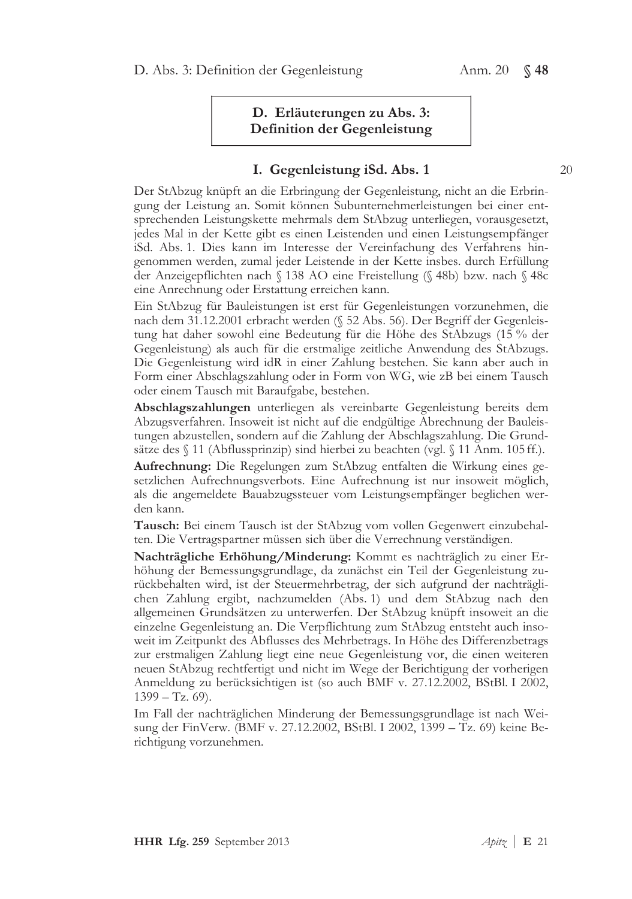## D. Erläuterungen zu Abs. 3: Definition der Gegenleistung

### I. Gegenleistung iSd. Abs. 1

20

Der StAbzug knüpft an die Erbringung der Gegenleistung, nicht an die Erbringung der Leistung an. Somit können Subunternehmerleistungen bei einer entsprechenden Leistungskette mehrmals dem StAbzug unterliegen, vorausgesetzt, jedes Mal in der Kette gibt es einen Leistenden und einen Leistungsempfänger iSd. Abs. 1. Dies kann im Interesse der Vereinfachung des Verfahrens hingenommen werden, zumal jeder Leistende in der Kette insbes. durch Erfüllung der Anzeigepflichten nach § 138 AO eine Freistellung (§ 48b) bzw. nach § 48c eine Anrechnung oder Erstattung erreichen kann.

Ein StAbzug für Bauleistungen ist erst für Gegenleistungen vorzunehmen, die nach dem 31.12.2001 erbracht werden (§ 52 Abs. 56). Der Begriff der Gegenleistung hat daher sowohl eine Bedeutung für die Höhe des StAbzugs (15 % der Gegenleistung) als auch für die erstmalige zeitliche Anwendung des StAbzugs. Die Gegenleistung wird idR in einer Zahlung bestehen. Sie kann aber auch in Form einer Abschlagszahlung oder in Form von WG, wie zB bei einem Tausch oder einem Tausch mit Baraufgabe, bestehen.

**Abschlagszahlungen** unterliegen als vereinbarte Gegenleistung bereits dem Abzugsverfahren. Insoweit ist nicht auf die endgültige Abrechnung der Bauleistungen abzustellen, sondern auf die Zahlung der Abschlagszahlung. Die Grundsätze des § 11 (Abflussprinzip) sind hierbei zu beachten (vgl. § 11 Anm. 105 ff.).

**Aufrechnung:** Die Regelungen zum StAbzug entfalten die Wirkung eines gesetzlichen Aufrechnungsverbots. Eine Aufrechnung ist nur insoweit möglich, als die angemeldete Bauabzugssteuer vom Leistungsempfänger beglichen werden kann.

**Tausch:** Bei einem Tausch ist der StAbzug vom vollen Gegenwert einzubehalten. Die Vertragspartner müssen sich über die Verrechnung verständigen.

**Nachträgliche Erhöhung/Minderung:** Kommt es nachträglich zu einer Erhöhung der Bemessungsgrundlage, da zunächst ein Teil der Gegenleistung zurückbehalten wird, ist der Steuermehrbetrag, der sich aufgrund der nachträglichen Zahlung ergibt, nachzumelden (Abs. 1) und dem StAbzug nach den allgemeinen Grundsätzen zu unterwerfen. Der StAbzug knüpft insoweit an die einzelne Gegenleistung an. Die Verpflichtung zum StAbzug entsteht auch insoweit im Zeitpunkt des Abflusses des Mehrbetrags. In Höhe des Differenzbetrags zur erstmaligen Zahlung liegt eine neue Gegenleistung vor, die einen weiteren neuen StAbzug rechtfertigt und nicht im Wege der Berichtigung der vorherigen Anmeldung zu berücksichtigen ist (so auch BMF v. 27.12.2002, BStBl. I 2002, 1399 – Tz. 69).

Im Fall der nachträglichen Minderung der Bemessungsgrundlage ist nach Weisung der FinVerw. (BMF v. 27.12.2002, BStBl. I 2002, 1399 – Tz. 69) keine Berichtigung vorzunehmen.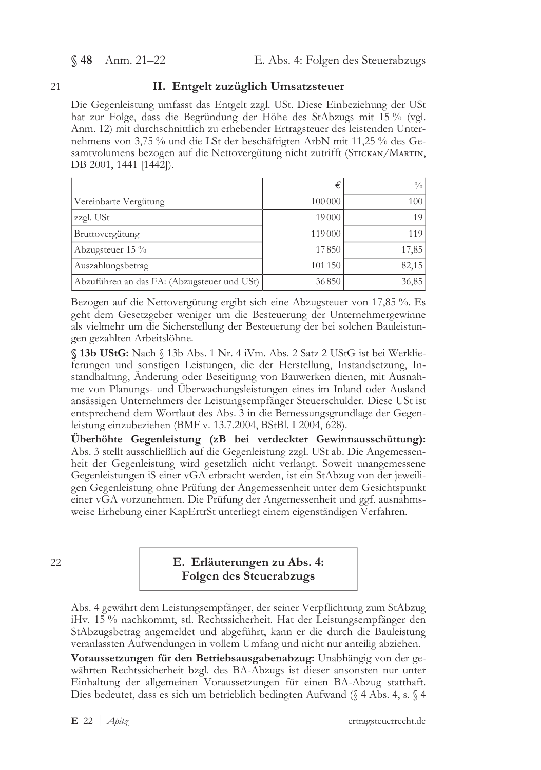21

## II. Entgelt zuzüglich Umsatzsteuer

Die Gegenleistung umfasst das Entgelt zzgl. USt. Diese Einbeziehung der USt hat zur Folge, dass die Begründung der Höhe des StAbzugs mit 15 % (vgl. Anm. 12) mit durchschnittlich zu erhebender Ertragsteuer des leistenden Unternehmens von 3,75 % und die LSt der beschäftigten ArbN mit 11,25 % des Gesamtvolumens bezogen auf die Nettovergütung nicht zutrifft (Stickan/Martin, DB 2001, 1441 [1442]).

| | € | % |
|---|---|---|
| Vereinbarte Vergütung | 100 000 | 100 |
| zzgl. USt | 19 000 | 19 |
| Bruttovergütung | 119 000 | 119 |
| Abzugsteuer 15 % | 17 850 | 17,85 |
| Auszahlungsbetrag | 101 150 | 82,15 |
| Abzuführen an das FA: (Abzugsteuer und USt) | 36 850 | 36,85 |

Bezogen auf die Nettovergütung ergibt sich eine Abzugsteuer von 17,85 %. Es geht dem Gesetzgeber weniger um die Besteuerung der Unternehmergewinne als vielmehr um die Sicherstellung der Besteuerung der bei solchen Bauleistungen gezahlten Arbeitslöhne.

**§ 13b UStG:** Nach § 13b Abs. 1 Nr. 4 iVm. Abs. 2 Satz 2 UStG ist bei Werklieferungen und sonstigen Leistungen, die der Herstellung, Instandsetzung, Instandhaltung, Änderung oder Beseitigung von Bauwerken dienen, mit Ausnahme von Planungs- und Überwachungsleistungen eines im Inland oder Ausland ansässigen Unternehmers der Leistungsempfänger Steuerschulder. Diese USt ist entsprechend dem Wortlaut des Abs. 3 in die Bemessungsgrundlage der Gegenleistung einzubeziehen (BMF v. 13.7.2004, BStBl. I 2004, 628).

**Überhöhte Gegenleistung (zB bei verdeckter Gewinnausschüttung):** Abs. 3 stellt ausschließlich auf die Gegenleistung zzgl. USt ab. Die Angemessenheit der Gegenleistung wird gesetzlich nicht verlangt. Soweit unangemessene Gegenleistungen iS einer vGA erbracht werden, ist ein StAbzug von der jeweiligen Gegenleistung ohne Prüfung der Angemessenheit unter dem Gesichtspunkt einer vGA vorzunehmen. Die Prüfung der Angemessenheit und ggf. ausnahmsweise Erhebung einer KapErtrSt unterliegt einem eigenständigen Verfahren.

22

# E. Erläuterungen zu Abs. 4: Folgen des Steuerabzugs

Abs. 4 gewährt dem Leistungsempfänger, der seiner Verpflichtung zum StAbzug iHv. 15 % nachkommt, stl. Rechtssicherheit. Hat der Leistungsempfänger den StAbzugsbetrag angemeldet und abgeführt, kann er die durch die Bauleistung veranlassten Aufwendungen in vollem Umfang und nicht nur anteilig abziehen.

**Voraussetzungen für den Betriebsausgabenabzug:** Unabhängig von der gewährten Rechtssicherheit bzgl. des BA-Abzugs ist dieser ansonsten nur unter Einhaltung der allgemeinen Voraussetzungen für einen BA-Abzug statthaft. Dies bedeutet, dass es sich um betrieblich bedingten Aufwand (§ 4 Abs. 4, s. § 4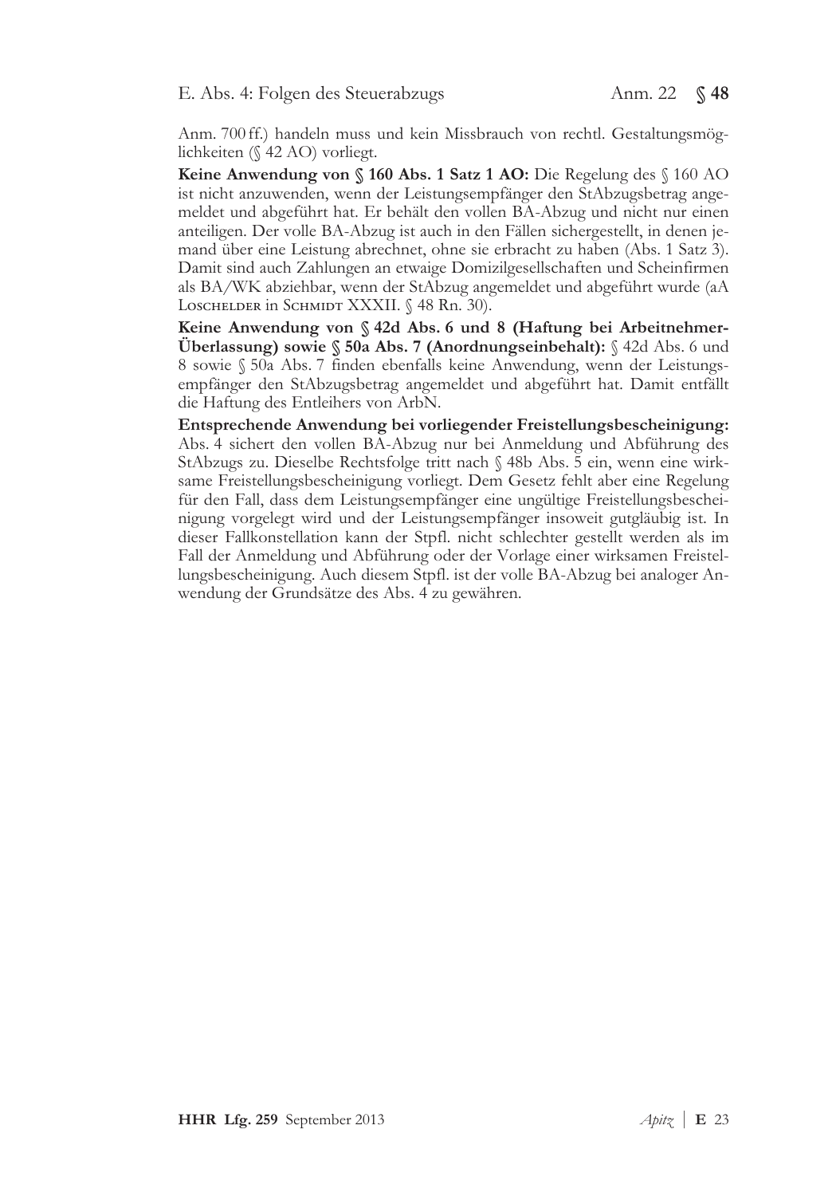Anm. 700 ff.) handeln muss und kein Missbrauch von rechtl. Gestaltungsmöglichkeiten (§ 42 AO) vorliegt.

**Keine Anwendung von § 160 Abs. 1 Satz 1 AO:** Die Regelung des § 160 AO ist nicht anzuwenden, wenn der Leistungsempfänger den StAbzugsbetrag angemeldet und abgeführt hat. Er behält den vollen BA-Abzug und nicht nur einen anteiligen. Der volle BA-Abzug ist auch in den Fällen sichergestellt, in denen jemand über eine Leistung abrechnet, ohne sie erbracht zu haben (Abs. 1 Satz 3). Damit sind auch Zahlungen an etwaige Domizilgesellschaften und Scheinfirmen als BA/WK abziehbar, wenn der StAbzug angemeldet und abgeführt wurde (aA Loschelder in Schmidt XXXII. § 48 Rn. 30).

**Keine Anwendung von § 42d Abs. 6 und 8 (Haftung bei Arbeitnehmer-Überlassung) sowie § 50a Abs. 7 (Anordnungseinbehalt):** § 42d Abs. 6 und 8 sowie § 50a Abs. 7 finden ebenfalls keine Anwendung, wenn der Leistungsempfänger den StAbzugsbetrag angemeldet und abgeführt hat. Damit entfällt die Haftung des Entleihers von ArbN.

**Entsprechende Anwendung bei vorliegender Freistellungsbescheinigung:** Abs. 4 sichert den vollen BA-Abzug nur bei Anmeldung und Abführung des StAbzugs zu. Dieselbe Rechtsfolge tritt nach § 48b Abs. 5 ein, wenn eine wirksame Freistellungsbescheinigung vorliegt. Dem Gesetz fehlt aber eine Regelung für den Fall, dass dem Leistungsempfänger eine ungültige Freistellungsbescheinigung vorgelegt wird und der Leistungsempfänger insoweit gutgläubig ist. In dieser Fallkonstellation kann der Stpfl. nicht schlechter gestellt werden als im Fall der Anmeldung und Abführung oder der Vorlage einer wirksamen Freistellungsbescheinigung. Auch diesem Stpfl. ist der volle BA-Abzug bei analoger Anwendung der Grundsätze des Abs. 4 zu gewähren.